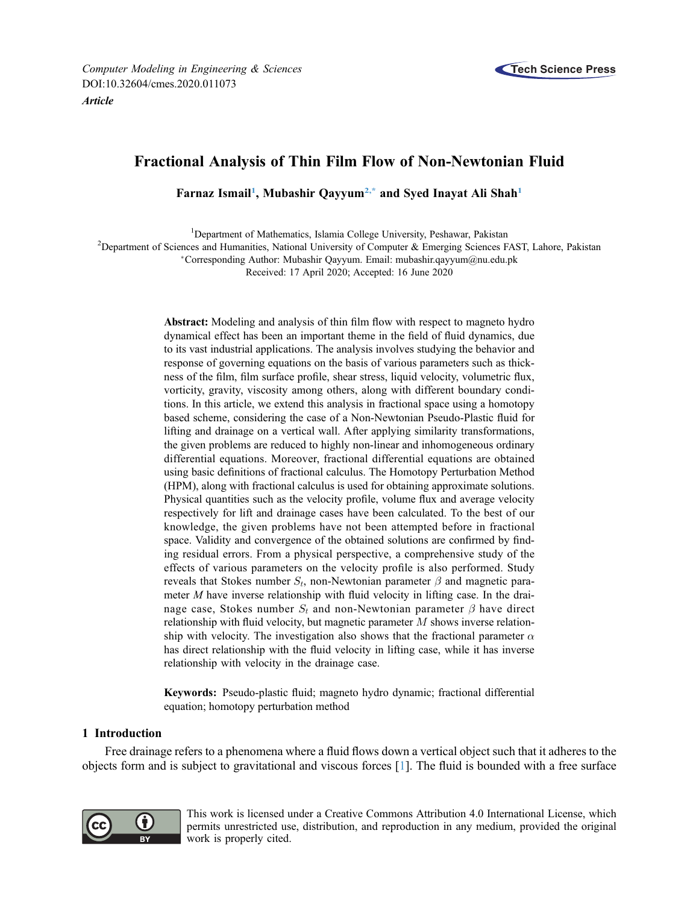*Computer Modeling in Engineering & Sciences*
DOI:10.32604/cmes.2020.011073

***Article***

# Fractional Analysis of Thin Film Flow of Non-Newtonian Fluid

**Farnaz Ismail[1], Mubashir Qayyum[2,*] and Syed Inayat Ali Shah[1]**

[1]Department of Mathematics, Islamia College University, Peshawar, Pakistan
[2]Department of Sciences and Humanities, National University of Computer & Emerging Sciences FAST, Lahore, Pakistan
[*]Corresponding Author: Mubashir Qayyum. Email: mubashir.qayyum@nu.edu.pk
Received: 17 April 2020; Accepted: 16 June 2020

**Abstract:** Modeling and analysis of thin film flow with respect to magneto hydro dynamical effect has been an important theme in the field of fluid dynamics, due to its vast industrial applications. The analysis involves studying the behavior and response of governing equations on the basis of various parameters such as thickness of the film, film surface profile, shear stress, liquid velocity, volumetric flux, vorticity, gravity, viscosity among others, along with different boundary conditions. In this article, we extend this analysis in fractional space using a homotopy based scheme, considering the case of a Non-Newtonian Pseudo-Plastic fluid for lifting and drainage on a vertical wall. After applying similarity transformations, the given problems are reduced to highly non-linear and inhomogeneous ordinary differential equations. Moreover, fractional differential equations are obtained using basic definitions of fractional calculus. The Homotopy Perturbation Method (HPM), along with fractional calculus is used for obtaining approximate solutions. Physical quantities such as the velocity profile, volume flux and average velocity respectively for lift and drainage cases have been calculated. To the best of our knowledge, the given problems have not been attempted before in fractional space. Validity and convergence of the obtained solutions are confirmed by finding residual errors. From a physical perspective, a comprehensive study of the effects of various parameters on the velocity profile is also performed. Study reveals that Stokes number $S_t$, non-Newtonian parameter $\beta$ and magnetic parameter $M$ have inverse relationship with fluid velocity in lifting case. In the drainage case, Stokes number $S_t$ and non-Newtonian parameter $\beta$ have direct relationship with fluid velocity, but magnetic parameter $M$ shows inverse relationship with velocity. The investigation also shows that the fractional parameter $\alpha$ has direct relationship with the fluid velocity in lifting case, while it has inverse relationship with velocity in the drainage case.

**Keywords:** Pseudo-plastic fluid; magneto hydro dynamic; fractional differential equation; homotopy perturbation method

## 1 Introduction

Free drainage refers to a phenomena where a fluid flows down a vertical object such that it adheres to the objects form and is subject to gravitational and viscous forces [1]. The fluid is bounded with a free surface

This work is licensed under a Creative Commons Attribution 4.0 International License, which permits unrestricted use, distribution, and reproduction in any medium, provided the original work is properly cited.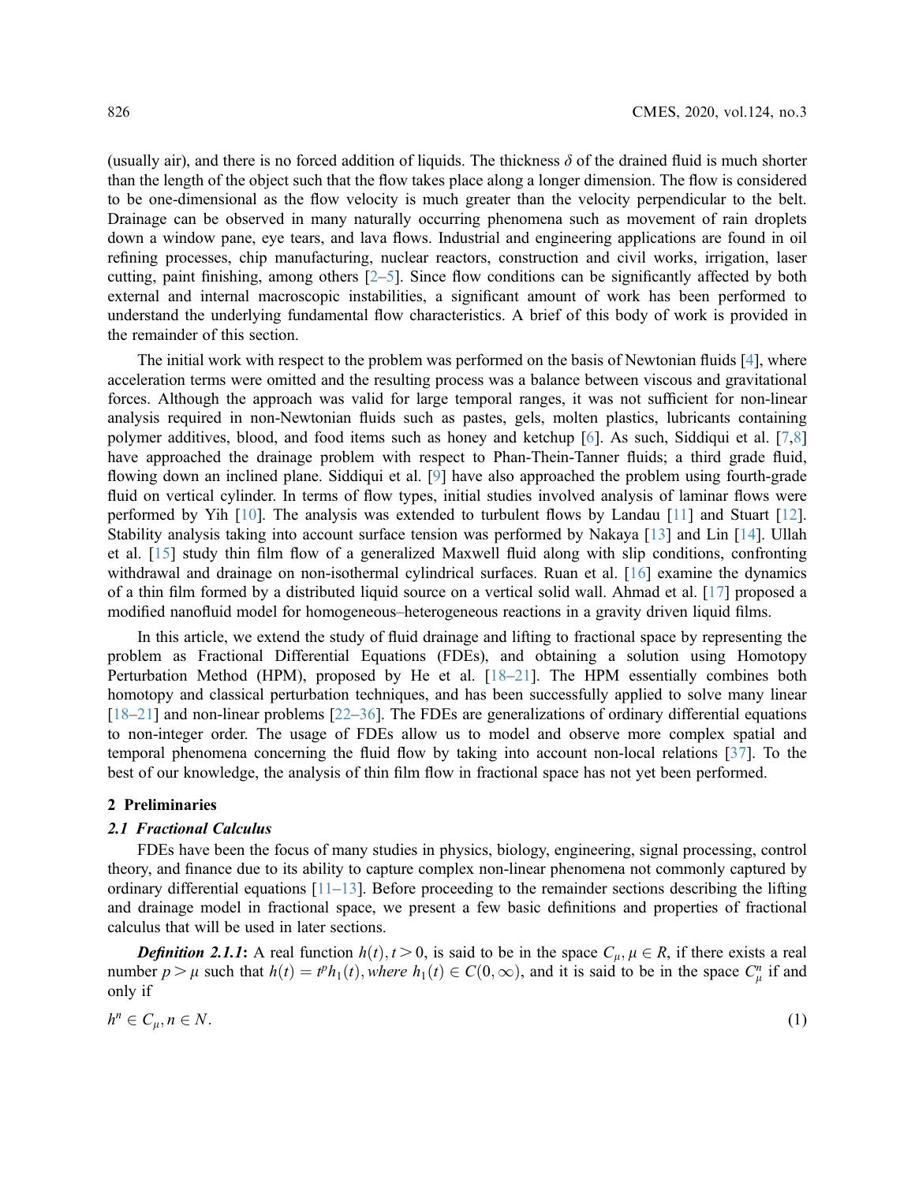(usually air), and there is no forced addition of liquids. The thickness $\delta$ of the drained fluid is much shorter than the length of the object such that the flow takes place along a longer dimension. The flow is considered to be one-dimensional as the flow velocity is much greater than the velocity perpendicular to the belt. Drainage can be observed in many naturally occurring phenomena such as movement of rain droplets down a window pane, eye tears, and lava flows. Industrial and engineering applications are found in oil refining processes, chip manufacturing, nuclear reactors, construction and civil works, irrigation, laser cutting, paint finishing, among others [2–5]. Since flow conditions can be significantly affected by both external and internal macroscopic instabilities, a significant amount of work has been performed to understand the underlying fundamental flow characteristics. A brief of this body of work is provided in the remainder of this section.

The initial work with respect to the problem was performed on the basis of Newtonian fluids [4], where acceleration terms were omitted and the resulting process was a balance between viscous and gravitational forces. Although the approach was valid for large temporal ranges, it was not sufficient for non-linear analysis required in non-Newtonian fluids such as pastes, gels, molten plastics, lubricants containing polymer additives, blood, and food items such as honey and ketchup [6]. As such, Siddiqui et al. [7,8] have approached the drainage problem with respect to Phan-Thein-Tanner fluids; a third grade fluid, flowing down an inclined plane. Siddiqui et al. [9] have also approached the problem using fourth-grade fluid on vertical cylinder. In terms of flow types, initial studies involved analysis of laminar flows were performed by Yih [10]. The analysis was extended to turbulent flows by Landau [11] and Stuart [12]. Stability analysis taking into account surface tension was performed by Nakaya [13] and Lin [14]. Ullah et al. [15] study thin film flow of a generalized Maxwell fluid along with slip conditions, confronting withdrawal and drainage on non-isothermal cylindrical surfaces. Ruan et al. [16] examine the dynamics of a thin film formed by a distributed liquid source on a vertical solid wall. Ahmad et al. [17] proposed a modified nanofluid model for homogeneous–heterogeneous reactions in a gravity driven liquid films.

In this article, we extend the study of fluid drainage and lifting to fractional space by representing the problem as Fractional Differential Equations (FDEs), and obtaining a solution using Homotopy Perturbation Method (HPM), proposed by He et al. [18–21]. The HPM essentially combines both homotopy and classical perturbation techniques, and has been successfully applied to solve many linear [18–21] and non-linear problems [22–36]. The FDEs are generalizations of ordinary differential equations to non-integer order. The usage of FDEs allow us to model and observe more complex spatial and temporal phenomena concerning the fluid flow by taking into account non-local relations [37]. To the best of our knowledge, the analysis of thin film flow in fractional space has not yet been performed.

## 2 Preliminaries

### 2.1 Fractional Calculus

FDEs have been the focus of many studies in physics, biology, engineering, signal processing, control theory, and finance due to its ability to capture complex non-linear phenomena not commonly captured by ordinary differential equations [11–13]. Before proceeding to the remainder sections describing the lifting and drainage model in fractional space, we present a few basic definitions and properties of fractional calculus that will be used in later sections.

***Definition 2.1.1***: A real function $h(t), t > 0$, is said to be in the space $C_\mu, \mu \in R$, if there exists a real number $p > \mu$ such that $h(t) = t^p h_1(t)$, *where* $h_1(t) \in C(0, \infty)$, and it is said to be in the space $C_\mu^n$ if and only if

$$h^n \in C_\mu, n \in N. \tag{1}$$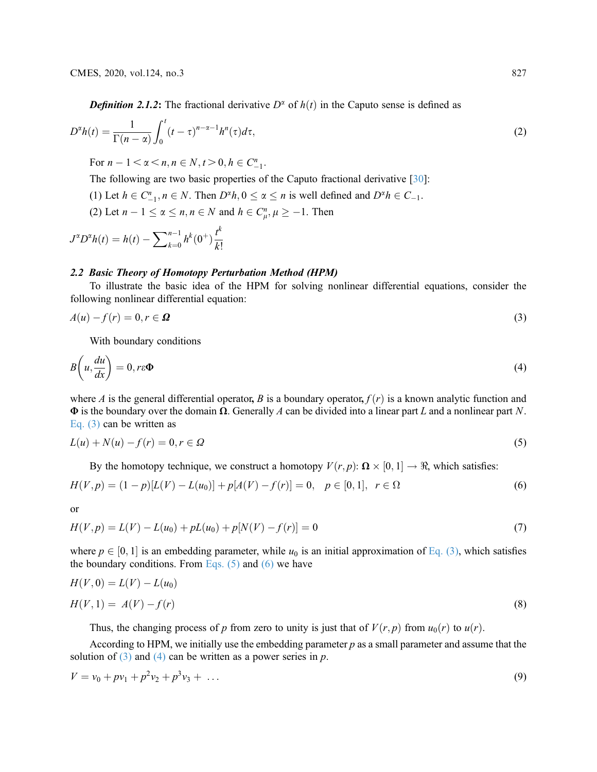***Definition 2.1.2*:** The fractional derivative $D^{\alpha}$ of $h(t)$ in the Caputo sense is defined as

$$D^{\alpha}h(t) = \frac{1}{\Gamma(n-\alpha)}\int_0^t (t-\tau)^{n-\alpha-1}h^n(\tau)d\tau, \tag{2}$$

For $n-1<\alpha<n, n\in N, t>0, h\in C_{-1}^{n}$.

The following are two basic properties of the Caputo fractional derivative [30]:

(1) Let $h\in C_{-1}^{n}, n\in N$. Then $D^{\alpha}h, 0\leq\alpha\leq n$ is well defined and $D^{\alpha}h\in C_{-1}$.

(2) Let $n-1\leq\alpha\leq n, n\in N$ and $h\in C_{\mu}^{n}, \mu\geq -1$. Then

$$J^{\alpha}D^{\alpha}h(t) = h(t) - \sum\nolimits_{k=0}^{n-1} h^k(0^+)\frac{t^k}{k!}$$

### *2.2 Basic Theory of Homotopy Perturbation Method (HPM)*

To illustrate the basic idea of the HPM for solving nonlinear differential equations, consider the following nonlinear differential equation:

$$A(u) - f(r) = 0, r\in \boldsymbol{\Omega} \tag{3}$$

With boundary conditions

$$B\left(u, \frac{du}{dx}\right) = 0, r\varepsilon\boldsymbol{\Phi} \tag{4}$$

where $A$ is the general differential operator, $B$ is a boundary operator, $f(r)$ is a known analytic function and $\boldsymbol{\Phi}$ is the boundary over the domain $\boldsymbol{\Omega}$. Generally $A$ can be divided into a linear part $L$ and a nonlinear part $N$. Eq. (3) can be written as

$$L(u) + N(u) - f(r) = 0, r\in \Omega \tag{5}$$

By the homotopy technique, we construct a homotopy $V(r,p)$: $\boldsymbol{\Omega}\times[0,1]\rightarrow\Re$, which satisfies:

$$H(V,p) = (1-p)[L(V) - L(u_0)] + p[A(V) - f(r)] = 0, \quad p\in[0,1], \quad r\in\Omega \tag{6}$$

or

$$H(V,p) = L(V) - L(u_0) + pL(u_0) + p[N(V) - f(r)] = 0 \tag{7}$$

where $p\in[0,1]$ is an embedding parameter, while $u_0$ is an initial approximation of Eq. (3), which satisfies the boundary conditions. From Eqs. (5) and (6) we have

$$H(V,0) = L(V) - L(u_0)$$

$$H(V,1) = A(V) - f(r) \tag{8}$$

Thus, the changing process of $p$ from zero to unity is just that of $V(r,p)$ from $u_0(r)$ to $u(r)$.

According to HPM, we initially use the embedding parameter $p$ as a small parameter and assume that the solution of (3) and (4) can be written as a power series in $p$.

$$V = v_0 + pv_1 + p^2v_2 + p^3v_3 + \ \ldots \tag{9}$$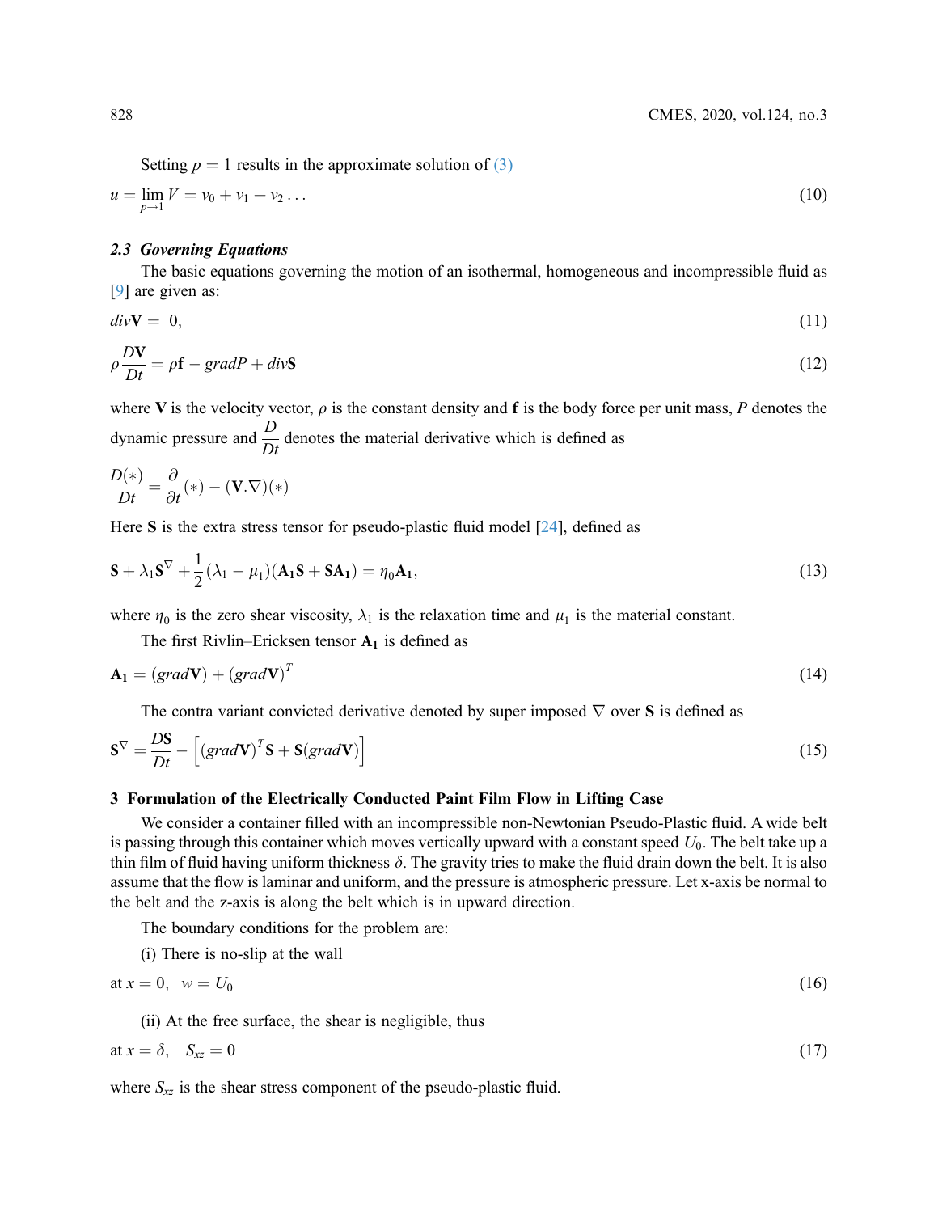Setting $p = 1$ results in the approximate solution of (3)

$$u = \lim_{p \to 1} V = v_0 + v_1 + v_2 \ldots \tag{10}$$

### 2.3 Governing Equations

The basic equations governing the motion of an isothermal, homogeneous and incompressible fluid as [9] are given as:

$$div\mathbf{V} = 0, \tag{11}$$

$$\rho \frac{D\mathbf{V}}{Dt} = \rho \mathbf{f} - gradP + div\mathbf{S} \tag{12}$$

where $\mathbf{V}$ is the velocity vector, $\rho$ is the constant density and $\mathbf{f}$ is the body force per unit mass, $P$ denotes the dynamic pressure and $\frac{D}{Dt}$ denotes the material derivative which is defined as

$$\frac{D(*)}{Dt} = \frac{\partial}{\partial t}(*) - (\mathbf{V}.\nabla)(*)$$

Here $\mathbf{S}$ is the extra stress tensor for pseudo-plastic fluid model [24], defined as

$$\mathbf{S} + \lambda_1 \mathbf{S}^{\nabla} + \frac{1}{2}(\lambda_1 - \mu_1)(\mathbf{A_1}\mathbf{S} + \mathbf{S}\mathbf{A_1}) = \eta_0 \mathbf{A_1}, \tag{13}$$

where $\eta_0$ is the zero shear viscosity, $\lambda_1$ is the relaxation time and $\mu_1$ is the material constant.

The first Rivlin–Ericksen tensor $\mathbf{A_1}$ is defined as

$$\mathbf{A_1} = (grad\mathbf{V}) + (grad\mathbf{V})^T \tag{14}$$

The contra variant convicted derivative denoted by super imposed $\nabla$ over $\mathbf{S}$ is defined as

$$\mathbf{S}^{\nabla} = \frac{D\mathbf{S}}{Dt} - \left[(grad\mathbf{V})^T\mathbf{S} + \mathbf{S}(grad\mathbf{V})\right] \tag{15}$$

## 3 Formulation of the Electrically Conducted Paint Film Flow in Lifting Case

We consider a container filled with an incompressible non-Newtonian Pseudo-Plastic fluid. A wide belt is passing through this container which moves vertically upward with a constant speed $U_0$. The belt take up a thin film of fluid having uniform thickness $\delta$. The gravity tries to make the fluid drain down the belt. It is also assume that the flow is laminar and uniform, and the pressure is atmospheric pressure. Let x-axis be normal to the belt and the z-axis is along the belt which is in upward direction.

The boundary conditions for the problem are:

(i) There is no-slip at the wall

$$\text{at } x = 0, \quad w = U_0 \tag{16}$$

(ii) At the free surface, the shear is negligible, thus

$$\text{at } x = \delta, \quad S_{xz} = 0 \tag{17}$$

where $S_{xz}$ is the shear stress component of the pseudo-plastic fluid.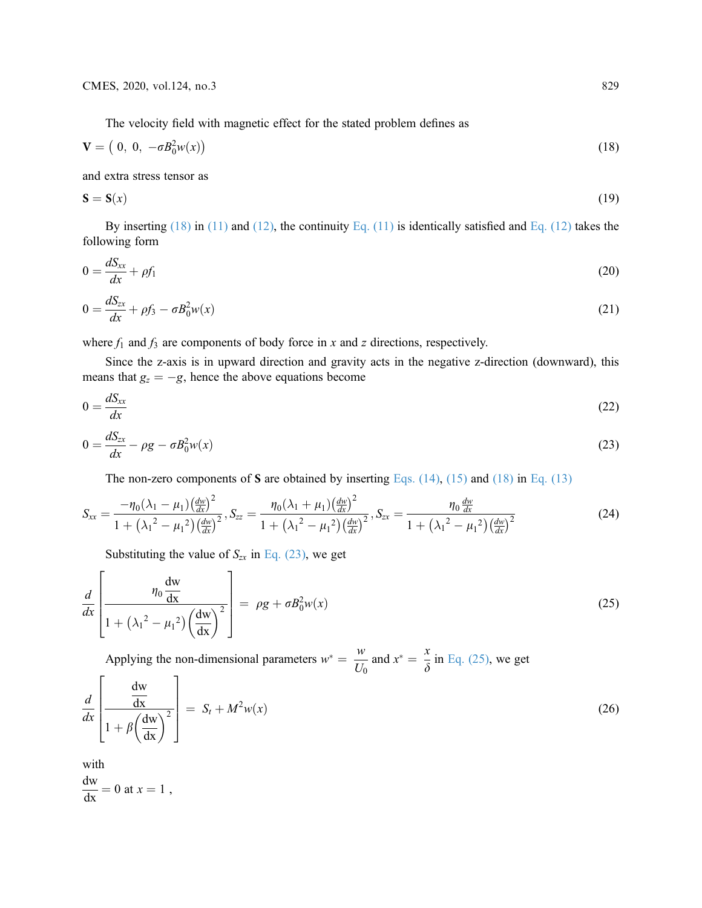The velocity field with magnetic effect for the stated problem defines as

$$\mathbf{V} = \left( 0,\ 0,\ -\sigma B_0^2 w(x)\right) \tag{18}$$

and extra stress tensor as

$$\mathbf{S} = \mathbf{S}(x) \tag{19}$$

By inserting (18) in (11) and (12), the continuity Eq. (11) is identically satisfied and Eq. (12) takes the following form

$$0 = \frac{dS_{xx}}{dx} + \rho f_1 \tag{20}$$

$$0 = \frac{dS_{zx}}{dx} + \rho f_3 - \sigma B_0^2 w(x) \tag{21}$$

where $f_1$ and $f_3$ are components of body force in $x$ and $z$ directions, respectively.

Since the z-axis is in upward direction and gravity acts in the negative z-direction (downward), this means that $g_z = -g$, hence the above equations become

$$0 = \frac{dS_{xx}}{dx} \tag{22}$$

$$0 = \frac{dS_{zx}}{dx} - \rho g - \sigma B_0^2 w(x) \tag{23}$$

The non-zero components of $\mathbf{S}$ are obtained by inserting Eqs. (14), (15) and (18) in Eq. (13)

$$S_{xx} = \frac{-\eta_0(\lambda_1 - \mu_1)\left(\frac{dw}{dx}\right)^2}{1+\left({\lambda_1}^2 - {\mu_1}^2\right)\left(\frac{dw}{dx}\right)^2}, S_{zz} = \frac{\eta_0(\lambda_1 + \mu_1)\left(\frac{dw}{dx}\right)^2}{1+\left({\lambda_1}^2 - {\mu_1}^2\right)\left(\frac{dw}{dx}\right)^2}, S_{zx} = \frac{\eta_0 \frac{dw}{dx}}{1+\left({\lambda_1}^2 - {\mu_1}^2\right)\left(\frac{dw}{dx}\right)^2} \tag{24}$$

Substituting the value of $S_{zx}$ in Eq. (23), we get

$$\frac{d}{dx}\left[\frac{\eta_0 \dfrac{\mathrm{dw}}{\mathrm{dx}}}{1+\left({\lambda_1}^2 - {\mu_1}^2\right)\left(\dfrac{\mathrm{dw}}{\mathrm{dx}}\right)^2}\right] = \rho g + \sigma B_0^2 w(x) \tag{25}$$

Applying the non-dimensional parameters $w^* = \dfrac{w}{U_0}$ and $x^* = \dfrac{x}{\delta}$ in Eq. (25), we get

$$\frac{d}{dx}\left[\frac{\dfrac{\mathrm{dw}}{\mathrm{dx}}}{1+\beta\left(\dfrac{\mathrm{dw}}{\mathrm{dx}}\right)^2}\right] = S_t + M^2 w(x) \tag{26}$$

with

$\dfrac{\mathrm{dw}}{\mathrm{dx}} = 0$ at $x = 1$ ,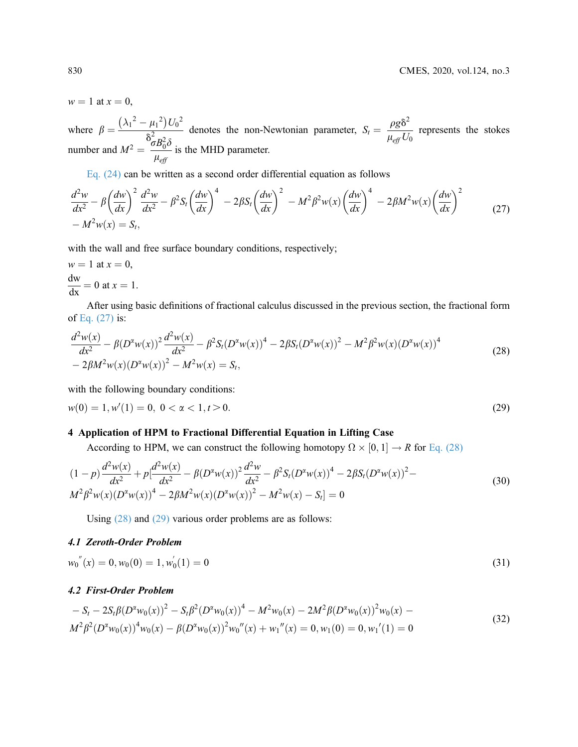$w = 1$ at $x = 0$,

where $\beta = \dfrac{\left(\lambda_1{}^2 - \mu_1{}^2\right)U_0{}^2}{\delta^2}$ denotes the non-Newtonian parameter, $S_t = \dfrac{\rho g \delta^2}{\mu_{eff} U_0}$ represents the stokes number and $M^2 = \dfrac{\sigma B_0^2 \delta}{\mu_{eff}}$ is the MHD parameter.

Eq. (24) can be written as a second order differential equation as follows

$$\frac{d^2w}{dx^2} - \beta\left(\frac{dw}{dx}\right)^2 \frac{d^2w}{dx^2} - \beta^2 S_t\left(\frac{dw}{dx}\right)^4 - 2\beta S_t\left(\frac{dw}{dx}\right)^2 - M^2\beta^2 w(x)\left(\frac{dw}{dx}\right)^4 - 2\beta M^2 w(x)\left(\frac{dw}{dx}\right)^2 - M^2 w(x) = S_t, \tag{27}$$

with the wall and free surface boundary conditions, respectively;

$w = 1$ at $x = 0$,

$\dfrac{\mathrm{dw}}{\mathrm{dx}} = 0$ at $x = 1$.

After using basic definitions of fractional calculus discussed in the previous section, the fractional form of Eq. (27) is:

$$\frac{d^2w(x)}{dx^2} - \beta(D^\alpha w(x))^2 \frac{d^2w(x)}{dx^2} - \beta^2 S_t(D^\alpha w(x))^4 - 2\beta S_t(D^\alpha w(x))^2 - M^2\beta^2 w(x)(D^\alpha w(x))^4 - 2\beta M^2 w(x)(D^\alpha w(x))^2 - M^2 w(x) = S_t, \tag{28}$$

with the following boundary conditions:

$$w(0) = 1, w'(1) = 0, \ 0 < \alpha < 1, t > 0. \tag{29}$$

## 4 Application of HPM to Fractional Differential Equation in Lifting Case

According to HPM, we can construct the following homotopy $\Omega \times [0, 1] \rightarrow R$ for Eq. (28)

$$(1-p)\frac{d^2w(x)}{dx^2} + p\left[\frac{d^2w(x)}{dx^2} - \beta(D^\alpha w(x))^2 \frac{d^2w}{dx^2} - \beta^2 S_t(D^\alpha w(x))^4 - 2\beta S_t(D^\alpha w(x))^2 - M^2\beta^2 w(x)(D^\alpha w(x))^4 - 2\beta M^2 w(x)(D^\alpha w(x))^2 - M^2 w(x) - S_t\right] = 0 \tag{30}$$

Using (28) and (29) various order problems are as follows:

### 4.1 Zeroth-Order Problem

$$w_0{}''(x) = 0, w_0(0) = 1, w_0'(1) = 0 \tag{31}$$

### 4.2 First-Order Problem

$$-S_t - 2S_t\beta(D^\alpha w_0(x))^2 - S_t\beta^2(D^\alpha w_0(x))^4 - M^2 w_0(x) - 2M^2\beta(D^\alpha w_0(x))^2 w_0(x) - M^2\beta^2(D^\alpha w_0(x))^4 w_0(x) - \beta(D^\alpha w_0(x))^2 w_0{}''(x) + w_1{}''(x) = 0, w_1(0) = 0, w_1{}'(1) = 0 \tag{32}$$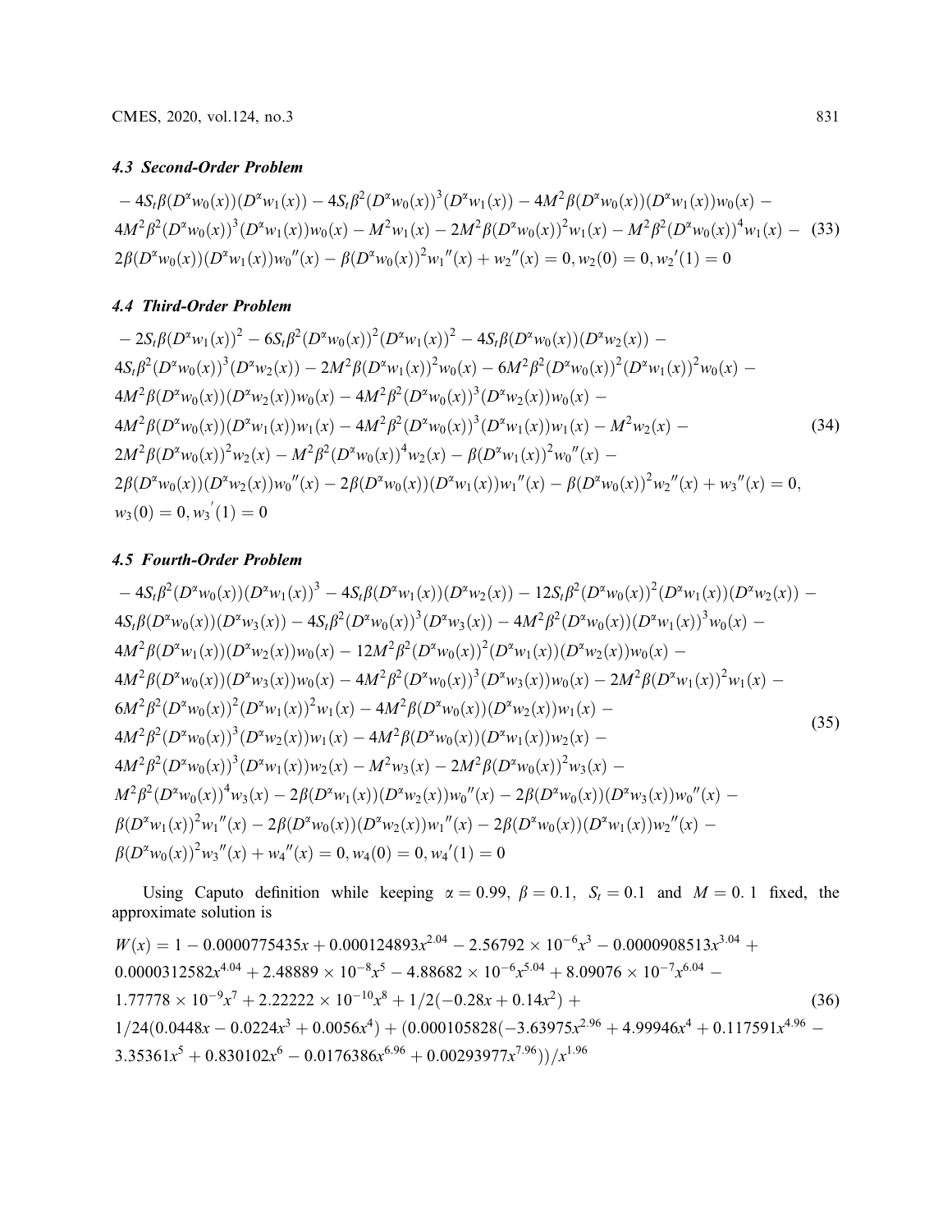### 4.3 Second-Order Problem

$$
\begin{aligned}
&-4S_t\beta(D^\alpha w_0(x))(D^\alpha w_1(x)) - 4S_t\beta^2(D^\alpha w_0(x))^3(D^\alpha w_1(x)) - 4M^2\beta(D^\alpha w_0(x))(D^\alpha w_1(x))w_0(x) - \\
&4M^2\beta^2(D^\alpha w_0(x))^3(D^\alpha w_1(x))w_0(x) - M^2 w_1(x) - 2M^2\beta(D^\alpha w_0(x))^2 w_1(x) - M^2\beta^2(D^\alpha w_0(x))^4 w_1(x) - \\
&2\beta(D^\alpha w_0(x))(D^\alpha w_1(x))w_0''(x) - \beta(D^\alpha w_0(x))^2 w_1''(x) + w_2''(x) = 0, w_2(0) = 0, w_2'(1) = 0
\end{aligned}
\tag{33}
$$

### 4.4 Third-Order Problem

$$
\begin{aligned}
&-2S_t\beta(D^\alpha w_1(x))^2 - 6S_t\beta^2(D^\alpha w_0(x))^2(D^\alpha w_1(x))^2 - 4S_t\beta(D^\alpha w_0(x))(D^\alpha w_2(x)) - \\
&4S_t\beta^2(D^\alpha w_0(x))^3(D^\alpha w_2(x)) - 2M^2\beta(D^\alpha w_1(x))^2 w_0(x) - 6M^2\beta^2(D^\alpha w_0(x))^2(D^\alpha w_1(x))^2 w_0(x) - \\
&4M^2\beta(D^\alpha w_0(x))(D^\alpha w_2(x))w_0(x) - 4M^2\beta^2(D^\alpha w_0(x))^3(D^\alpha w_2(x))w_0(x) - \\
&4M^2\beta(D^\alpha w_0(x))(D^\alpha w_1(x))w_1(x) - 4M^2\beta^2(D^\alpha w_0(x))^3(D^\alpha w_1(x))w_1(x) - M^2 w_2(x) - \\
&2M^2\beta(D^\alpha w_0(x))^2 w_2(x) - M^2\beta^2(D^\alpha w_0(x))^4 w_2(x) - \beta(D^\alpha w_1(x))^2 w_0''(x) - \\
&2\beta(D^\alpha w_0(x))(D^\alpha w_2(x))w_0''(x) - 2\beta(D^\alpha w_0(x))(D^\alpha w_1(x))w_1''(x) - \beta(D^\alpha w_0(x))^2 w_2''(x) + w_3''(x) = 0, \\
&w_3(0) = 0, w_3'(1) = 0
\end{aligned}
\tag{34}
$$

### 4.5 Fourth-Order Problem

$$
\begin{aligned}
&-4S_t\beta^2(D^\alpha w_0(x))(D^\alpha w_1(x))^3 - 4S_t\beta(D^\alpha w_1(x))(D^\alpha w_2(x)) - 12S_t\beta^2(D^\alpha w_0(x))^2(D^\alpha w_1(x))(D^\alpha w_2(x)) - \\
&4S_t\beta(D^\alpha w_0(x))(D^\alpha w_3(x)) - 4S_t\beta^2(D^\alpha w_0(x))^3(D^\alpha w_3(x)) - 4M^2\beta^2(D^\alpha w_0(x))(D^\alpha w_1(x))^3 w_0(x) - \\
&4M^2\beta(D^\alpha w_1(x))(D^\alpha w_2(x))w_0(x) - 12M^2\beta^2(D^\alpha w_0(x))^2(D^\alpha w_1(x))(D^\alpha w_2(x))w_0(x) - \\
&4M^2\beta(D^\alpha w_0(x))(D^\alpha w_3(x))w_0(x) - 4M^2\beta^2(D^\alpha w_0(x))^3(D^\alpha w_3(x))w_0(x) - 2M^2\beta(D^\alpha w_1(x))^2 w_1(x) - \\
&6M^2\beta^2(D^\alpha w_0(x))^2(D^\alpha w_1(x))^2 w_1(x) - 4M^2\beta(D^\alpha w_0(x))(D^\alpha w_2(x))w_1(x) - \\
&4M^2\beta^2(D^\alpha w_0(x))^3(D^\alpha w_2(x))w_1(x) - 4M^2\beta(D^\alpha w_0(x))(D^\alpha w_1(x))w_2(x) - \\
&4M^2\beta^2(D^\alpha w_0(x))^3(D^\alpha w_1(x))w_2(x) - M^2 w_3(x) - 2M^2\beta(D^\alpha w_0(x))^2 w_3(x) - \\
&M^2\beta^2(D^\alpha w_0(x))^4 w_3(x) - 2\beta(D^\alpha w_1(x))(D^\alpha w_2(x))w_0''(x) - 2\beta(D^\alpha w_0(x))(D^\alpha w_3(x))w_0''(x) - \\
&\beta(D^\alpha w_1(x))^2 w_1''(x) - 2\beta(D^\alpha w_0(x))(D^\alpha w_2(x))w_1''(x) - 2\beta(D^\alpha w_0(x))(D^\alpha w_1(x))w_2''(x) - \\
&\beta(D^\alpha w_0(x))^2 w_3''(x) + w_4''(x) = 0, w_4(0) = 0, w_4'(1) = 0
\end{aligned}
\tag{35}
$$

Using Caputo definition while keeping $\alpha = 0.99$, $\beta = 0.1$, $S_t = 0.1$ and $M = 0.1$ fixed, the approximate solution is

$$
\begin{aligned}
W(x) = {} & 1 - 0.0000775435x + 0.000124893x^{2.04} - 2.56792 \times 10^{-6}x^3 - 0.0000908513x^{3.04} + \\
& 0.0000312582x^{4.04} + 2.48889 \times 10^{-8}x^5 - 4.88682 \times 10^{-6}x^{5.04} + 8.09076 \times 10^{-7}x^{6.04} - \\
& 1.77778 \times 10^{-9}x^7 + 2.22222 \times 10^{-10}x^8 + 1/2(-0.28x + 0.14x^2) + \\
& 1/24(0.0448x - 0.0224x^3 + 0.0056x^4) + (0.000105828(-3.63975x^{2.96} + 4.99946x^4 + 0.117591x^{4.96} - \\
& 3.35361x^5 + 0.830102x^6 - 0.0176386x^{6.96} + 0.00293977x^{7.96}))/x^{1.96}
\end{aligned}
\tag{36}
$$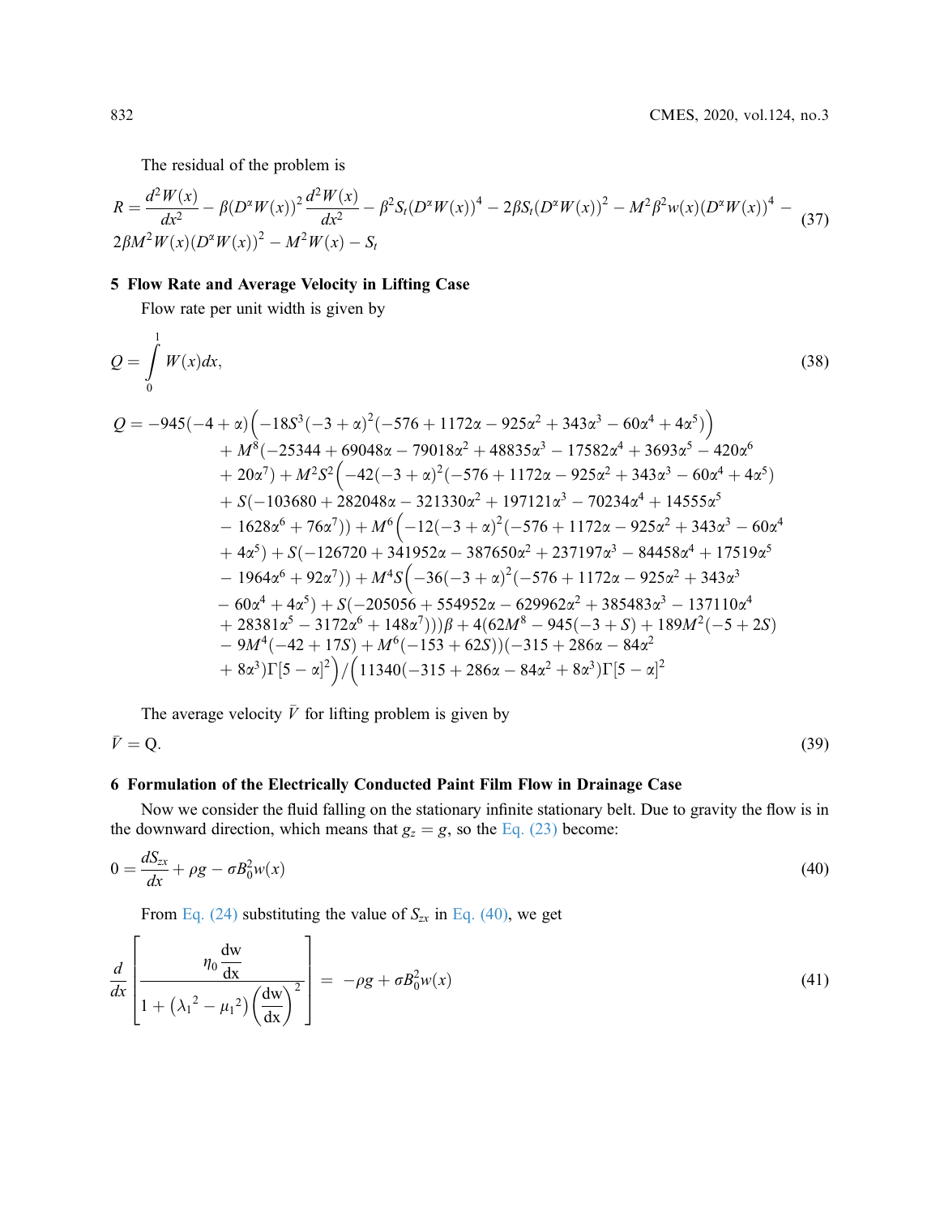The residual of the problem is

$$R = \frac{d^2W(x)}{dx^2} - \beta(D^\alpha W(x))^2\frac{d^2W(x)}{dx^2} - \beta^2 S_t(D^\alpha W(x))^4 - 2\beta S_t(D^\alpha W(x))^2 - M^2\beta^2 w(x)(D^\alpha W(x))^4 - 2\beta M^2 W(x)(D^\alpha W(x))^2 - M^2 W(x) - S_t \tag{37}$$

## 5 Flow Rate and Average Velocity in Lifting Case

Flow rate per unit width is given by

$$Q = \int_0^1 W(x)dx, \tag{38}$$

$$\begin{aligned}
Q = {} & -945(-4+\alpha)\Big(-18S^3(-3+\alpha)^2(-576+1172\alpha-925\alpha^2+343\alpha^3-60\alpha^4+4\alpha^5)\Big) \\
& + M^8(-25344+69048\alpha-79018\alpha^2+48835\alpha^3-17582\alpha^4+3693\alpha^5-420\alpha^6 \\
& + 20\alpha^7) + M^2S^2\Big(-42(-3+\alpha)^2(-576+1172\alpha-925\alpha^2+343\alpha^3-60\alpha^4+4\alpha^5) \\
& + S(-103680+282048\alpha-321330\alpha^2+197121\alpha^3-70234\alpha^4+14555\alpha^5 \\
& - 1628\alpha^6+76\alpha^7)\Big) + M^6\Big(-12(-3+\alpha)^2(-576+1172\alpha-925\alpha^2+343\alpha^3-60\alpha^4 \\
& + 4\alpha^5) + S(-126720+341952\alpha-387650\alpha^2+237197\alpha^3-84458\alpha^4+17519\alpha^5 \\
& - 1964\alpha^6+92\alpha^7)\Big) + M^4S\Big(-36(-3+\alpha)^2(-576+1172\alpha-925\alpha^2+343\alpha^3 \\
& - 60\alpha^4+4\alpha^5) + S(-205056+554952\alpha-629962\alpha^2+385483\alpha^3-137110\alpha^4 \\
& + 28381\alpha^5-3172\alpha^6+148\alpha^7)\Big)\Big)\beta + 4(62M^8-945(-3+S)+189M^2(-5+2S) \\
& - 9M^4(-42+17S)+M^6(-153+62S))(-315+286\alpha-84\alpha^2 \\
& + 8\alpha^3)\Gamma[5-\alpha]^2\Big)\Big/\Big(11340(-315+286\alpha-84\alpha^2+8\alpha^3)\Gamma[5-\alpha]^2
\end{aligned}$$

The average velocity $\bar{V}$ for lifting problem is given by

$$\bar{V} = Q. \tag{39}$$

## 6 Formulation of the Electrically Conducted Paint Film Flow in Drainage Case

Now we consider the fluid falling on the stationary infinite stationary belt. Due to gravity the flow is in the downward direction, which means that $g_z = g$, so the Eq. (23) become:

$$0 = \frac{dS_{zx}}{dx} + \rho g - \sigma B_0^2 w(x) \tag{40}$$

From Eq. (24) substituting the value of $S_{zx}$ in Eq. (40), we get

$$\frac{d}{dx}\left[\frac{\eta_0 \frac{dw}{dx}}{1+(\lambda_1{}^2-\mu_1{}^2)\left(\frac{dw}{dx}\right)^2}\right] = -\rho g + \sigma B_0^2 w(x) \tag{41}$$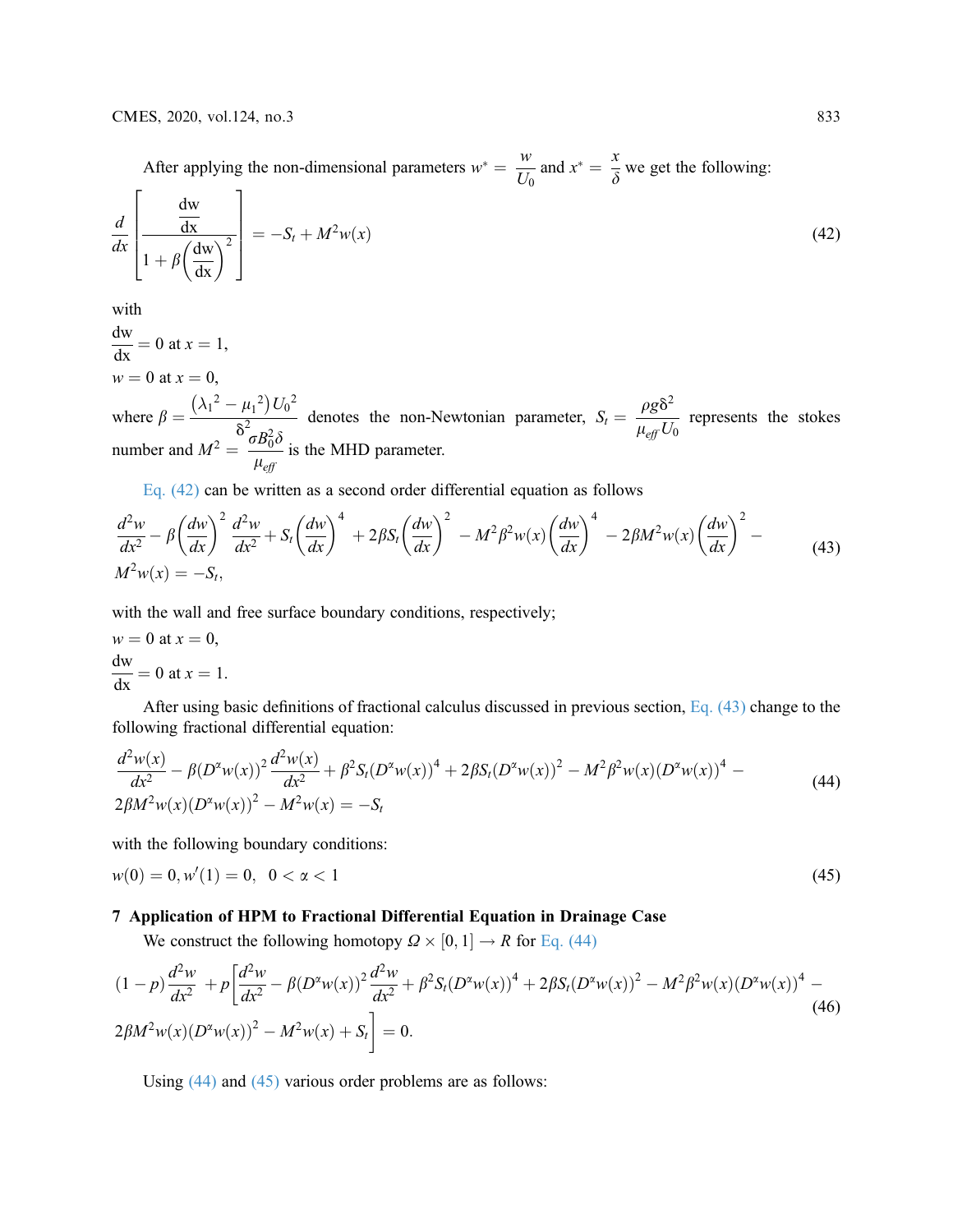After applying the non-dimensional parameters $w^* = \dfrac{w}{U_0}$ and $x^* = \dfrac{x}{\delta}$ we get the following:

$$\frac{d}{dx}\left[\frac{\frac{dw}{dx}}{1+\beta\left(\frac{dw}{dx}\right)^2}\right] = -S_t + M^2 w(x) \tag{42}$$

with

$\dfrac{dw}{dx} = 0$ at $x = 1$,

$w = 0$ at $x = 0$,

where $\beta = \dfrac{\left(\lambda_1{}^2 - \mu_1{}^2\right) U_0{}^2}{\delta^2}$ denotes the non-Newtonian parameter, $S_t = \dfrac{\rho g \delta^2}{\mu_{eff} U_0}$ represents the stokes number and $M^2 = \dfrac{\sigma B_0^2 \delta}{\mu_{eff}}$ is the MHD parameter.

Eq. (42) can be written as a second order differential equation as follows

$$\frac{d^2w}{dx^2} - \beta\left(\frac{dw}{dx}\right)^2 \frac{d^2w}{dx^2} + S_t\left(\frac{dw}{dx}\right)^4 + 2\beta S_t\left(\frac{dw}{dx}\right)^2 - M^2\beta^2 w(x)\left(\frac{dw}{dx}\right)^4 - 2\beta M^2 w(x)\left(\frac{dw}{dx}\right)^2 - M^2 w(x) = -S_t, \tag{43}$$

with the wall and free surface boundary conditions, respectively;

$w = 0$ at $x = 0$,

$\dfrac{dw}{dx} = 0$ at $x = 1$.

After using basic definitions of fractional calculus discussed in previous section, Eq. (43) change to the following fractional differential equation:

$$\frac{d^2w(x)}{dx^2} - \beta(D^\alpha w(x))^2 \frac{d^2w(x)}{dx^2} + \beta^2 S_t(D^\alpha w(x))^4 + 2\beta S_t(D^\alpha w(x))^2 - M^2\beta^2 w(x)(D^\alpha w(x))^4 - 2\beta M^2 w(x)(D^\alpha w(x))^2 - M^2 w(x) = -S_t \tag{44}$$

with the following boundary conditions:

$$w(0) = 0, w'(1) = 0, \quad 0 < \alpha < 1 \tag{45}$$

## 7 Application of HPM to Fractional Differential Equation in Drainage Case

We construct the following homotopy $\Omega \times [0, 1] \rightarrow R$ for Eq. (44)

$$(1-p)\frac{d^2w}{dx^2} + p\left[\frac{d^2w}{dx^2} - \beta(D^\alpha w(x))^2 \frac{d^2w}{dx^2} + \beta^2 S_t(D^\alpha w(x))^4 + 2\beta S_t(D^\alpha w(x))^2 - M^2\beta^2 w(x)(D^\alpha w(x))^4 - 2\beta M^2 w(x)(D^\alpha w(x))^2 - M^2 w(x) + S_t\right] = 0. \tag{46}$$

Using (44) and (45) various order problems are as follows: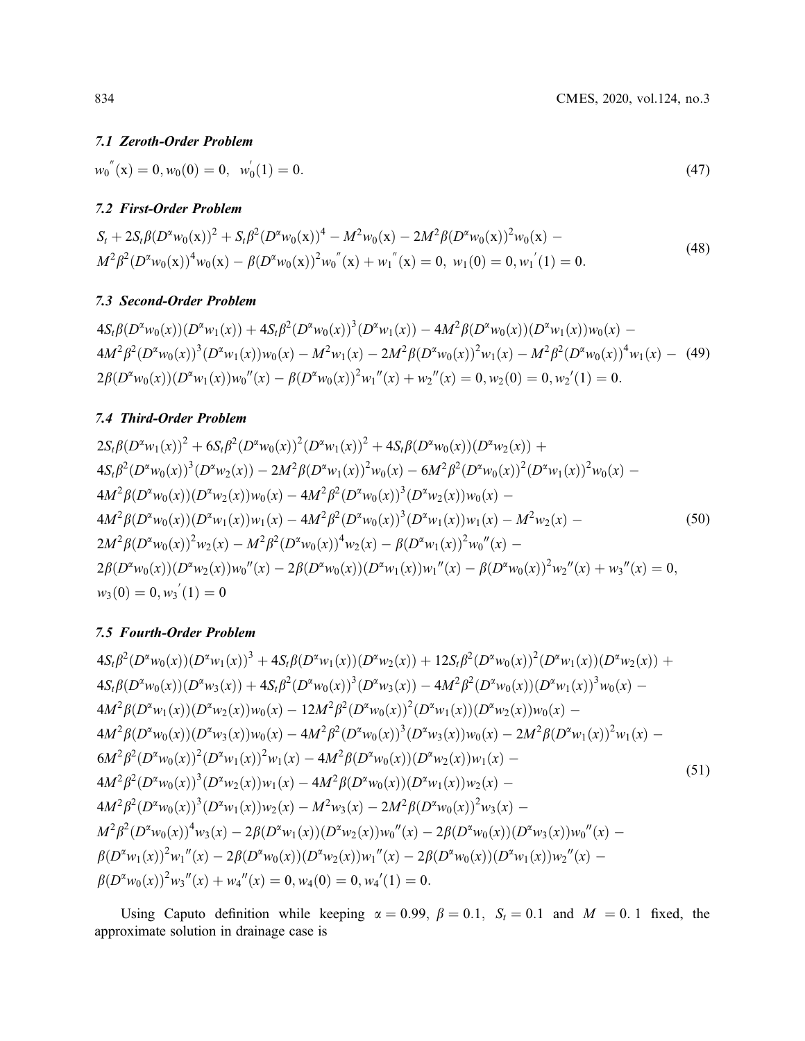### 7.1 Zeroth-Order Problem

$$w_0''(x) = 0, w_0(0) = 0, \;\; w_0'(1) = 0. \tag{47}$$

### 7.2 First-Order Problem

$$\begin{aligned}
&S_t + 2S_t\beta(D^\alpha w_0(x))^2 + S_t\beta^2(D^\alpha w_0(x))^4 - M^2 w_0(x) - 2M^2\beta(D^\alpha w_0(x))^2 w_0(x) - \\
&M^2\beta^2(D^\alpha w_0(x))^4 w_0(x) - \beta(D^\alpha w_0(x))^2 w_0''(x) + w_1''(x) = 0, \;\; w_1(0) = 0, w_1'(1) = 0.
\end{aligned} \tag{48}$$

### 7.3 Second-Order Problem

$$\begin{aligned}
&4S_t\beta(D^\alpha w_0(x))(D^\alpha w_1(x)) + 4S_t\beta^2(D^\alpha w_0(x))^3(D^\alpha w_1(x)) - 4M^2\beta(D^\alpha w_0(x))(D^\alpha w_1(x))w_0(x) - \\
&4M^2\beta^2(D^\alpha w_0(x))^3(D^\alpha w_1(x))w_0(x) - M^2 w_1(x) - 2M^2\beta(D^\alpha w_0(x))^2 w_1(x) - M^2\beta^2(D^\alpha w_0(x))^4 w_1(x) - \\
&2\beta(D^\alpha w_0(x))(D^\alpha w_1(x))w_0''(x) - \beta(D^\alpha w_0(x))^2 w_1''(x) + w_2''(x) = 0, w_2(0) = 0, w_2'(1) = 0.
\end{aligned} \tag{49}$$

### 7.4 Third-Order Problem

$$\begin{aligned}
&2S_t\beta(D^\alpha w_1(x))^2 + 6S_t\beta^2(D^\alpha w_0(x))^2(D^\alpha w_1(x))^2 + 4S_t\beta(D^\alpha w_0(x))(D^\alpha w_2(x)) + \\
&4S_t\beta^2(D^\alpha w_0(x))^3(D^\alpha w_2(x)) - 2M^2\beta(D^\alpha w_1(x))^2 w_0(x) - 6M^2\beta^2(D^\alpha w_0(x))^2(D^\alpha w_1(x))^2 w_0(x) - \\
&4M^2\beta(D^\alpha w_0(x))(D^\alpha w_2(x))w_0(x) - 4M^2\beta^2(D^\alpha w_0(x))^3(D^\alpha w_2(x))w_0(x) - \\
&4M^2\beta(D^\alpha w_0(x))(D^\alpha w_1(x))w_1(x) - 4M^2\beta^2(D^\alpha w_0(x))^3(D^\alpha w_1(x))w_1(x) - M^2 w_2(x) - \\
&2M^2\beta(D^\alpha w_0(x))^2 w_2(x) - M^2\beta^2(D^\alpha w_0(x))^4 w_2(x) - \beta(D^\alpha w_1(x))^2 w_0''(x) - \\
&2\beta(D^\alpha w_0(x))(D^\alpha w_2(x))w_0''(x) - 2\beta(D^\alpha w_0(x))(D^\alpha w_1(x))w_1''(x) - \beta(D^\alpha w_0(x))^2 w_2''(x) + w_3''(x) = 0, \\
&w_3(0) = 0, w_3'(1) = 0
\end{aligned} \tag{50}$$

### 7.5 Fourth-Order Problem

$$\begin{aligned}
&4S_t\beta^2(D^\alpha w_0(x))(D^\alpha w_1(x))^3 + 4S_t\beta(D^\alpha w_1(x))(D^\alpha w_2(x)) + 12S_t\beta^2(D^\alpha w_0(x))^2(D^\alpha w_1(x))(D^\alpha w_2(x)) + \\
&4S_t\beta(D^\alpha w_0(x))(D^\alpha w_3(x)) + 4S_t\beta^2(D^\alpha w_0(x))^3(D^\alpha w_3(x)) - 4M^2\beta^2(D^\alpha w_0(x))(D^\alpha w_1(x))^3 w_0(x) - \\
&4M^2\beta(D^\alpha w_1(x))(D^\alpha w_2(x))w_0(x) - 12M^2\beta^2(D^\alpha w_0(x))^2(D^\alpha w_1(x))(D^\alpha w_2(x))w_0(x) - \\
&4M^2\beta(D^\alpha w_0(x))(D^\alpha w_3(x))w_0(x) - 4M^2\beta^2(D^\alpha w_0(x))^3(D^\alpha w_3(x))w_0(x) - 2M^2\beta(D^\alpha w_1(x))^2 w_1(x) - \\
&6M^2\beta^2(D^\alpha w_0(x))^2(D^\alpha w_1(x))^2 w_1(x) - 4M^2\beta(D^\alpha w_0(x))(D^\alpha w_2(x))w_1(x) - \\
&4M^2\beta^2(D^\alpha w_0(x))^3(D^\alpha w_2(x))w_1(x) - 4M^2\beta(D^\alpha w_0(x))(D^\alpha w_1(x))w_2(x) - \\
&4M^2\beta^2(D^\alpha w_0(x))^3(D^\alpha w_1(x))w_2(x) - M^2 w_3(x) - 2M^2\beta(D^\alpha w_0(x))^2 w_3(x) - \\
&M^2\beta^2(D^\alpha w_0(x))^4 w_3(x) - 2\beta(D^\alpha w_1(x))(D^\alpha w_2(x))w_0''(x) - 2\beta(D^\alpha w_0(x))(D^\alpha w_3(x))w_0''(x) - \\
&\beta(D^\alpha w_1(x))^2 w_1''(x) - 2\beta(D^\alpha w_0(x))(D^\alpha w_2(x))w_1''(x) - 2\beta(D^\alpha w_0(x))(D^\alpha w_1(x))w_2''(x) - \\
&\beta(D^\alpha w_0(x))^2 w_3''(x) + w_4''(x) = 0, w_4(0) = 0, w_4'(1) = 0.
\end{aligned} \tag{51}$$

Using Caputo definition while keeping $\alpha = 0.99$, $\beta = 0.1$, $S_t = 0.1$ and $M = 0.1$ fixed, the approximate solution in drainage case is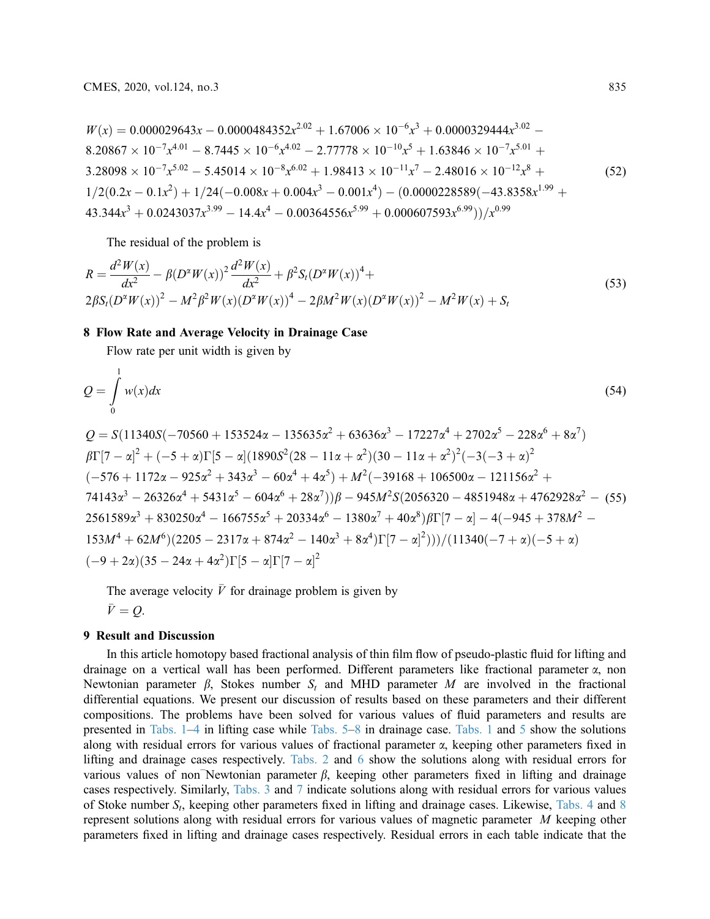$$
\begin{aligned}
W(x) &= 0.000029643x - 0.0000484352x^{2.02} + 1.67006\times 10^{-6}x^{3} + 0.0000329444x^{3.02} - \\
&8.20867\times 10^{-7}x^{4.01} - 8.7445\times 10^{-6}x^{4.02} - 2.77778\times 10^{-10}x^{5} + 1.63846\times 10^{-7}x^{5.01} + \\
&3.28098\times 10^{-7}x^{5.02} - 5.45014\times 10^{-8}x^{6.02} + 1.98413\times 10^{-11}x^{7} - 2.48016\times 10^{-12}x^{8} + \\
&1/2(0.2x - 0.1x^{2}) + 1/24(-0.008x + 0.004x^{3} - 0.001x^{4}) - (0.0000228589(-43.8358x^{1.99} + \\
&43.344x^{3} + 0.0243037x^{3.99} - 14.4x^{4} - 0.00364556x^{5.99} + 0.000607593x^{6.99}))/x^{0.99}
\end{aligned}
\tag{52}
$$

The residual of the problem is

$$
\begin{aligned}
R &= \frac{d^2W(x)}{dx^2} - \beta(D^{\alpha}W(x))^2\frac{d^2W(x)}{dx^2} + \beta^2 S_t(D^{\alpha}W(x))^4 + \\
&2\beta S_t(D^{\alpha}W(x))^2 - M^2\beta^2 W(x)(D^{\alpha}W(x))^4 - 2\beta M^2 W(x)(D^{\alpha}W(x))^2 - M^2W(x) + S_t
\end{aligned}
\tag{53}
$$

## 8 Flow Rate and Average Velocity in Drainage Case

Flow rate per unit width is given by

$$
Q = \int_0^1 w(x)dx \tag{54}
$$

$$
\begin{aligned}
Q &= S(11340S(-70560 + 153524\alpha - 135635\alpha^2 + 63636\alpha^3 - 17227\alpha^4 + 2702\alpha^5 - 228\alpha^6 + 8\alpha^7) \\
&\beta\Gamma[7-\alpha]^2 + (-5+\alpha)\Gamma[5-\alpha](1890S^2(28 - 11\alpha + \alpha^2)(30 - 11\alpha + \alpha^2)^2(-3(-3+\alpha)^2 \\
&(-576 + 1172\alpha - 925\alpha^2 + 343\alpha^3 - 60\alpha^4 + 4\alpha^5) + M^2(-39168 + 106500\alpha - 121156\alpha^2 + \\
&74143\alpha^3 - 26326\alpha^4 + 5431\alpha^5 - 604\alpha^6 + 28\alpha^7))\beta - 945M^2S(2056320 - 4851948\alpha + 4762928\alpha^2 - \\
&2561589\alpha^3 + 830250\alpha^4 - 166755\alpha^5 + 20334\alpha^6 - 1380\alpha^7 + 40\alpha^8)\beta\Gamma[7-\alpha] - 4(-945 + 378M^2 - \\
&153M^4 + 62M^6)(2205 - 2317\alpha + 874\alpha^2 - 140\alpha^3 + 8\alpha^4)\Gamma[7-\alpha]^2)))/(11340(-7+\alpha)(-5+\alpha) \\
&(-9+2\alpha)(35 - 24\alpha + 4\alpha^2)\Gamma[5-\alpha]\Gamma[7-\alpha]^2
\end{aligned}
\tag{55}
$$

The average velocity $\bar{V}$ for drainage problem is given by

$\bar{V} = Q.$

## 9 Result and Discussion

In this article homotopy based fractional analysis of thin film flow of pseudo-plastic fluid for lifting and drainage on a vertical wall has been performed. Different parameters like fractional parameter $\alpha$, non Newtonian parameter $\beta$, Stokes number $S_t$ and MHD parameter $M$ are involved in the fractional differential equations. We present our discussion of results based on these parameters and their different compositions. The problems have been solved for various values of fluid parameters and results are presented in Tabs. 1–4 in lifting case while Tabs. 5–8 in drainage case. Tabs. 1 and 5 show the solutions along with residual errors for various values of fractional parameter $\alpha$, keeping other parameters fixed in lifting and drainage cases respectively. Tabs. 2 and 6 show the solutions along with residual errors for various values of non-Newtonian $\beta$, keeping other parameters fixed in lifting and drainage cases respectively. Similarly, Tabs. 3 and 7 indicate solutions along with residual errors for various values of Stoke number $S_t$, keeping other parameters fixed in lifting and drainage cases. Likewise, Tabs. 4 and 8 represent solutions along with residual errors for various values of magnetic parameter $M$ keeping other parameters fixed in lifting and drainage cases respectively. Residual errors in each table indicate that the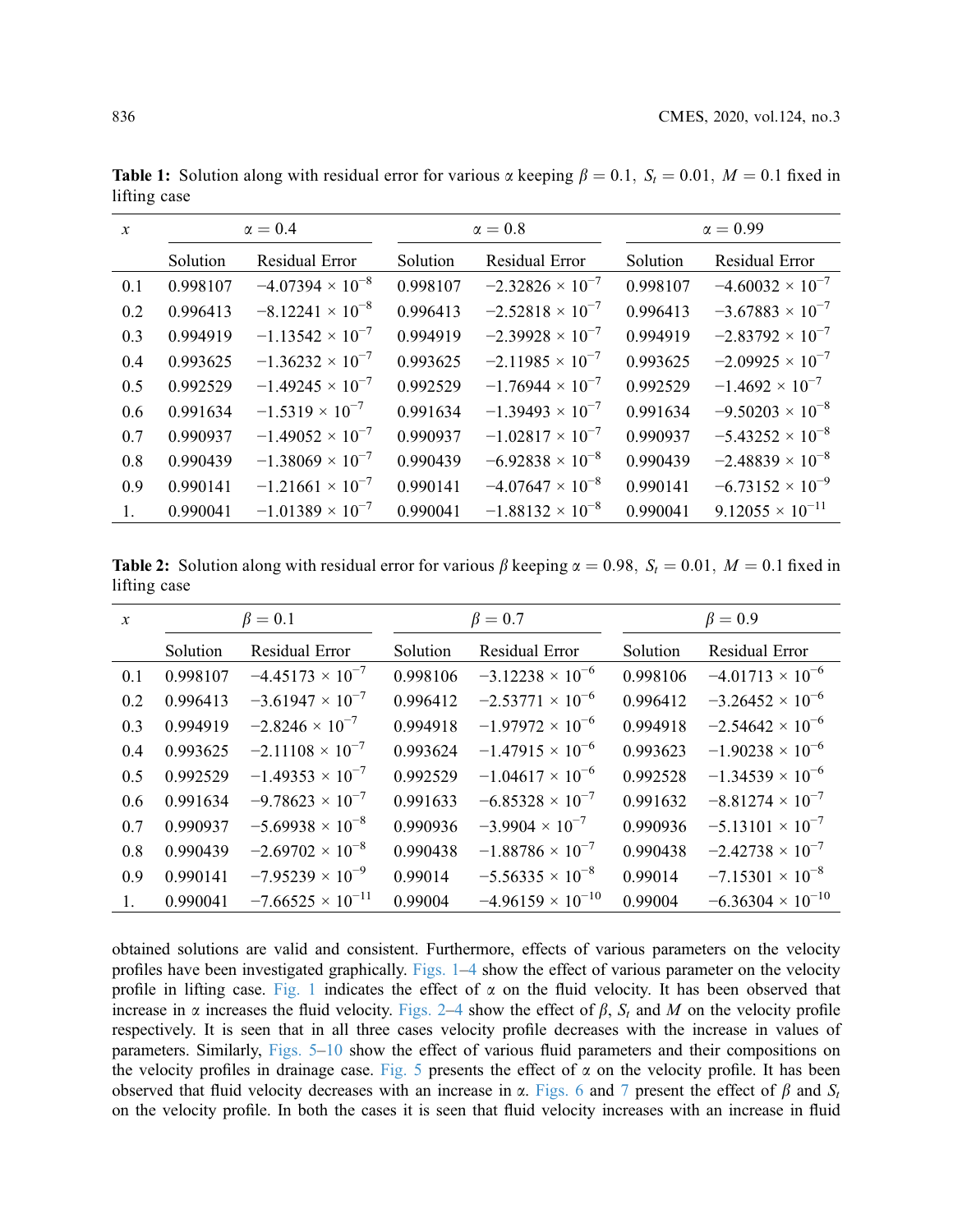**Table 1:** Solution along with residual error for various $\alpha$ keeping $\beta = 0.1,\ S_t = 0.01,\ M = 0.1$ fixed in lifting case

| $x$ | $\alpha = 0.4$ | | $\alpha = 0.8$ | | $\alpha = 0.99$ | |
|---|---|---|---|---|---|---|
| | Solution | Residual Error | Solution | Residual Error | Solution | Residual Error |
| 0.1 | 0.998107 | $-4.07394 \times 10^{-8}$ | 0.998107 | $-2.32826 \times 10^{-7}$ | 0.998107 | $-4.60032 \times 10^{-7}$ |
| 0.2 | 0.996413 | $-8.12241 \times 10^{-8}$ | 0.996413 | $-2.52818 \times 10^{-7}$ | 0.996413 | $-3.67883 \times 10^{-7}$ |
| 0.3 | 0.994919 | $-1.13542 \times 10^{-7}$ | 0.994919 | $-2.39928 \times 10^{-7}$ | 0.994919 | $-2.83792 \times 10^{-7}$ |
| 0.4 | 0.993625 | $-1.36232 \times 10^{-7}$ | 0.993625 | $-2.11985 \times 10^{-7}$ | 0.993625 | $-2.09925 \times 10^{-7}$ |
| 0.5 | 0.992529 | $-1.49245 \times 10^{-7}$ | 0.992529 | $-1.76944 \times 10^{-7}$ | 0.992529 | $-1.4692 \times 10^{-7}$ |
| 0.6 | 0.991634 | $-1.5319 \times 10^{-7}$ | 0.991634 | $-1.39493 \times 10^{-7}$ | 0.991634 | $-9.50203 \times 10^{-8}$ |
| 0.7 | 0.990937 | $-1.49052 \times 10^{-7}$ | 0.990937 | $-1.02817 \times 10^{-7}$ | 0.990937 | $-5.43252 \times 10^{-8}$ |
| 0.8 | 0.990439 | $-1.38069 \times 10^{-7}$ | 0.990439 | $-6.92838 \times 10^{-8}$ | 0.990439 | $-2.48839 \times 10^{-8}$ |
| 0.9 | 0.990141 | $-1.21661 \times 10^{-7}$ | 0.990141 | $-4.07647 \times 10^{-8}$ | 0.990141 | $-6.73152 \times 10^{-9}$ |
| 1. | 0.990041 | $-1.01389 \times 10^{-7}$ | 0.990041 | $-1.88132 \times 10^{-8}$ | 0.990041 | $9.12055 \times 10^{-11}$ |

**Table 2:** Solution along with residual error for various $\beta$ keeping $\alpha = 0.98,\ S_t = 0.01,\ M = 0.1$ fixed in lifting case

| $x$ | $\beta = 0.1$ | | $\beta = 0.7$ | | $\beta = 0.9$ | |
|---|---|---|---|---|---|---|
| | Solution | Residual Error | Solution | Residual Error | Solution | Residual Error |
| 0.1 | 0.998107 | $-4.45173 \times 10^{-7}$ | 0.998106 | $-3.12238 \times 10^{-6}$ | 0.998106 | $-4.01713 \times 10^{-6}$ |
| 0.2 | 0.996413 | $-3.61947 \times 10^{-7}$ | 0.996412 | $-2.53771 \times 10^{-6}$ | 0.996412 | $-3.26452 \times 10^{-6}$ |
| 0.3 | 0.994919 | $-2.8246 \times 10^{-7}$ | 0.994918 | $-1.97972 \times 10^{-6}$ | 0.994918 | $-2.54642 \times 10^{-6}$ |
| 0.4 | 0.993625 | $-2.11108 \times 10^{-7}$ | 0.993624 | $-1.47915 \times 10^{-6}$ | 0.993623 | $-1.90238 \times 10^{-6}$ |
| 0.5 | 0.992529 | $-1.49353 \times 10^{-7}$ | 0.992529 | $-1.04617 \times 10^{-6}$ | 0.992528 | $-1.34539 \times 10^{-6}$ |
| 0.6 | 0.991634 | $-9.78623 \times 10^{-7}$ | 0.991633 | $-6.85328 \times 10^{-7}$ | 0.991632 | $-8.81274 \times 10^{-7}$ |
| 0.7 | 0.990937 | $-5.69938 \times 10^{-8}$ | 0.990936 | $-3.9904 \times 10^{-7}$ | 0.990936 | $-5.13101 \times 10^{-7}$ |
| 0.8 | 0.990439 | $-2.69702 \times 10^{-8}$ | 0.990438 | $-1.88786 \times 10^{-7}$ | 0.990438 | $-2.42738 \times 10^{-7}$ |
| 0.9 | 0.990141 | $-7.95239 \times 10^{-9}$ | 0.99014 | $-5.56335 \times 10^{-8}$ | 0.99014 | $-7.15301 \times 10^{-8}$ |
| 1. | 0.990041 | $-7.66525 \times 10^{-11}$ | 0.99004 | $-4.96159 \times 10^{-10}$ | 0.99004 | $-6.36304 \times 10^{-10}$ |

obtained solutions are valid and consistent. Furthermore, effects of various parameters on the velocity profiles have been investigated graphically. Figs. 1–4 show the effect of various parameter on the velocity profile in lifting case. Fig. 1 indicates the effect of $\alpha$ on the fluid velocity. It has been observed that increase in $\alpha$ increases the fluid velocity. Figs. 2–4 show the effect of $\beta$, $S_t$ and $M$ on the velocity profile respectively. It is seen that in all three cases velocity profile decreases with the increase in values of parameters. Similarly, Figs. 5–10 show the effect of various fluid parameters and their compositions on the velocity profiles in drainage case. Fig. 5 presents the effect of $\alpha$ on the velocity profile. It has been observed that fluid velocity decreases with an increase in $\alpha$. Figs. 6 and 7 present the effect of $\beta$ and $S_t$ on the velocity profile. In both the cases it is seen that fluid velocity increases with an increase in fluid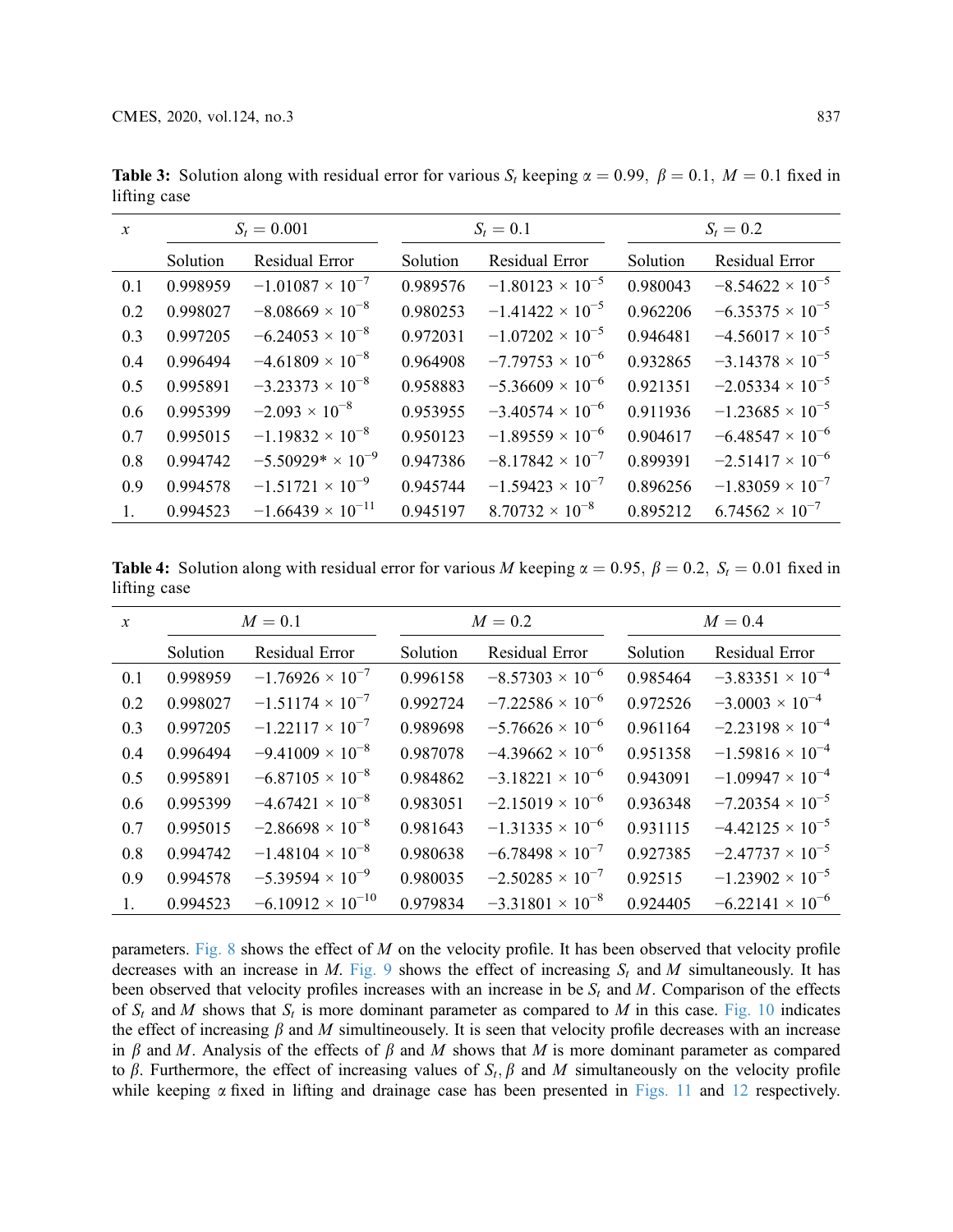**Table 3:** Solution along with residual error for various $S_t$ keeping $\alpha = 0.99,\ \beta = 0.1,\ M = 0.1$ fixed in lifting case

| $x$ | $S_t = 0.001$ | | $S_t = 0.1$ | | $S_t = 0.2$ | |
|---|---|---|---|---|---|---|
| | Solution | Residual Error | Solution | Residual Error | Solution | Residual Error |
| 0.1 | 0.998959 | $-1.01087 \times 10^{-7}$ | 0.989576 | $-1.80123 \times 10^{-5}$ | 0.980043 | $-8.54622 \times 10^{-5}$ |
| 0.2 | 0.998027 | $-8.08669 \times 10^{-8}$ | 0.980253 | $-1.41422 \times 10^{-5}$ | 0.962206 | $-6.35375 \times 10^{-5}$ |
| 0.3 | 0.997205 | $-6.24053 \times 10^{-8}$ | 0.972031 | $-1.07202 \times 10^{-5}$ | 0.946481 | $-4.56017 \times 10^{-5}$ |
| 0.4 | 0.996494 | $-4.61809 \times 10^{-8}$ | 0.964908 | $-7.79753 \times 10^{-6}$ | 0.932865 | $-3.14378 \times 10^{-5}$ |
| 0.5 | 0.995891 | $-3.23373 \times 10^{-8}$ | 0.958883 | $-5.36609 \times 10^{-6}$ | 0.921351 | $-2.05334 \times 10^{-5}$ |
| 0.6 | 0.995399 | $-2.093 \times 10^{-8}$ | 0.953955 | $-3.40574 \times 10^{-6}$ | 0.911936 | $-1.23685 \times 10^{-5}$ |
| 0.7 | 0.995015 | $-1.19832 \times 10^{-8}$ | 0.950123 | $-1.89559 \times 10^{-6}$ | 0.904617 | $-6.48547 \times 10^{-6}$ |
| 0.8 | 0.994742 | $-5.50929^{*} \times 10^{-9}$ | 0.947386 | $-8.17842 \times 10^{-7}$ | 0.899391 | $-2.51417 \times 10^{-6}$ |
| 0.9 | 0.994578 | $-1.51721 \times 10^{-9}$ | 0.945744 | $-1.59423 \times 10^{-7}$ | 0.896256 | $-1.83059 \times 10^{-7}$ |
| 1. | 0.994523 | $-1.66439 \times 10^{-11}$ | 0.945197 | $8.70732 \times 10^{-8}$ | 0.895212 | $6.74562 \times 10^{-7}$ |

**Table 4:** Solution along with residual error for various $M$ keeping $\alpha = 0.95,\ \beta = 0.2,\ S_t = 0.01$ fixed in lifting case

| $x$ | $M = 0.1$ | | $M = 0.2$ | | $M = 0.4$ | |
|---|---|---|---|---|---|---|
| | Solution | Residual Error | Solution | Residual Error | Solution | Residual Error |
| 0.1 | 0.998959 | $-1.76926 \times 10^{-7}$ | 0.996158 | $-8.57303 \times 10^{-6}$ | 0.985464 | $-3.83351 \times 10^{-4}$ |
| 0.2 | 0.998027 | $-1.51174 \times 10^{-7}$ | 0.992724 | $-7.22586 \times 10^{-6}$ | 0.972526 | $-3.0003 \times 10^{-4}$ |
| 0.3 | 0.997205 | $-1.22117 \times 10^{-7}$ | 0.989698 | $-5.76626 \times 10^{-6}$ | 0.961164 | $-2.23198 \times 10^{-4}$ |
| 0.4 | 0.996494 | $-9.41009 \times 10^{-8}$ | 0.987078 | $-4.39662 \times 10^{-6}$ | 0.951358 | $-1.59816 \times 10^{-4}$ |
| 0.5 | 0.995891 | $-6.87105 \times 10^{-8}$ | 0.984862 | $-3.18221 \times 10^{-6}$ | 0.943091 | $-1.09947 \times 10^{-4}$ |
| 0.6 | 0.995399 | $-4.67421 \times 10^{-8}$ | 0.983051 | $-2.15019 \times 10^{-6}$ | 0.936348 | $-7.20354 \times 10^{-5}$ |
| 0.7 | 0.995015 | $-2.86698 \times 10^{-8}$ | 0.981643 | $-1.31335 \times 10^{-6}$ | 0.931115 | $-4.42125 \times 10^{-5}$ |
| 0.8 | 0.994742 | $-1.48104 \times 10^{-8}$ | 0.980638 | $-6.78498 \times 10^{-7}$ | 0.927385 | $-2.47737 \times 10^{-5}$ |
| 0.9 | 0.994578 | $-5.39594 \times 10^{-9}$ | 0.980035 | $-2.50285 \times 10^{-7}$ | 0.92515 | $-1.23902 \times 10^{-5}$ |
| 1. | 0.994523 | $-6.10912 \times 10^{-10}$ | 0.979834 | $-3.31801 \times 10^{-8}$ | 0.924405 | $-6.22141 \times 10^{-6}$ |

parameters. Fig. 8 shows the effect of $M$ on the velocity profile. It has been observed that velocity profile decreases with an increase in $M$. Fig. 9 shows the effect of increasing $S_t$ and $M$ simultaneously. It has been observed that velocity profiles increases with an increase in be $S_t$ and $M$. Comparison of the effects of $S_t$ and $M$ shows that $S_t$ is more dominant parameter as compared to $M$ in this case. Fig. 10 indicates the effect of increasing $\beta$ and $M$ simultineously. It is seen that velocity profile decreases with an increase in $\beta$ and $M$. Analysis of the effects of $\beta$ and $M$ shows that $M$ is more dominant parameter as compared to $\beta$. Furthermore, the effect of increasing values of $S_t, \beta$ and $M$ simultaneously on the velocity profile while keeping $\alpha$ fixed in lifting and drainage case has been presented in Figs. 11 and 12 respectively.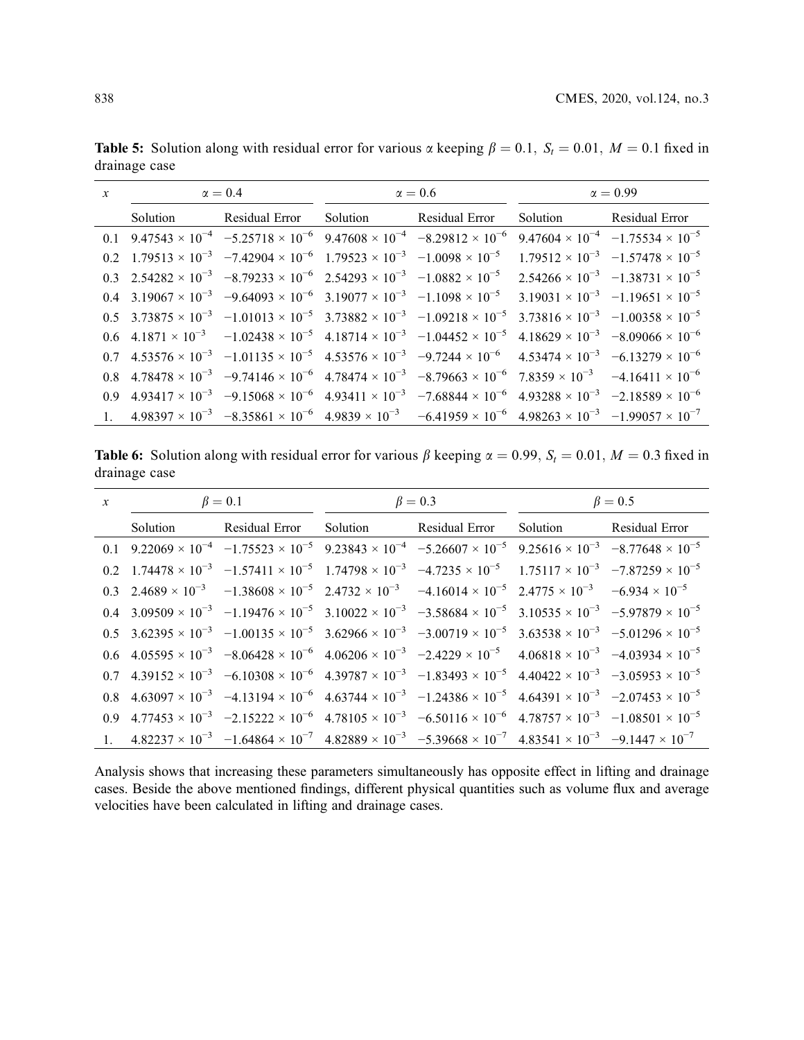**Table 5:** Solution along with residual error for various $\alpha$ keeping $\beta = 0.1,\ S_t = 0.01,\ M = 0.1$ fixed in drainage case

| $x$ | $\alpha = 0.4$ | | $\alpha = 0.6$ | | $\alpha = 0.99$ | |
|---|---|---|---|---|---|---|
| | Solution | Residual Error | Solution | Residual Error | Solution | Residual Error |
| 0.1 | $9.47543 \times 10^{-4}$ | $-5.25718 \times 10^{-6}$ | $9.47608 \times 10^{-4}$ | $-8.29812 \times 10^{-6}$ | $9.47604 \times 10^{-4}$ | $-1.75534 \times 10^{-5}$ |
| 0.2 | $1.79513 \times 10^{-3}$ | $-7.42904 \times 10^{-6}$ | $1.79523 \times 10^{-3}$ | $-1.0098 \times 10^{-5}$ | $1.79512 \times 10^{-3}$ | $-1.57478 \times 10^{-5}$ |
| 0.3 | $2.54282 \times 10^{-3}$ | $-8.79233 \times 10^{-6}$ | $2.54293 \times 10^{-3}$ | $-1.0882 \times 10^{-5}$ | $2.54266 \times 10^{-3}$ | $-1.38731 \times 10^{-5}$ |
| 0.4 | $3.19067 \times 10^{-3}$ | $-9.64093 \times 10^{-6}$ | $3.19077 \times 10^{-3}$ | $-1.1098 \times 10^{-5}$ | $3.19031 \times 10^{-3}$ | $-1.19651 \times 10^{-5}$ |
| 0.5 | $3.73875 \times 10^{-3}$ | $-1.01013 \times 10^{-5}$ | $3.73882 \times 10^{-3}$ | $-1.09218 \times 10^{-5}$ | $3.73816 \times 10^{-3}$ | $-1.00358 \times 10^{-5}$ |
| 0.6 | $4.1871 \times 10^{-3}$ | $-1.02438 \times 10^{-5}$ | $4.18714 \times 10^{-3}$ | $-1.04452 \times 10^{-5}$ | $4.18629 \times 10^{-3}$ | $-8.09066 \times 10^{-6}$ |
| 0.7 | $4.53576 \times 10^{-3}$ | $-1.01135 \times 10^{-5}$ | $4.53576 \times 10^{-3}$ | $-9.7244 \times 10^{-6}$ | $4.53474 \times 10^{-3}$ | $-6.13279 \times 10^{-6}$ |
| 0.8 | $4.78478 \times 10^{-3}$ | $-9.74146 \times 10^{-6}$ | $4.78474 \times 10^{-3}$ | $-8.79663 \times 10^{-6}$ | $7.8359 \times 10^{-3}$ | $-4.16411 \times 10^{-6}$ |
| 0.9 | $4.93417 \times 10^{-3}$ | $-9.15068 \times 10^{-6}$ | $4.93411 \times 10^{-3}$ | $-7.68844 \times 10^{-6}$ | $4.93288 \times 10^{-3}$ | $-2.18589 \times 10^{-6}$ |
| 1. | $4.98397 \times 10^{-3}$ | $-8.35861 \times 10^{-6}$ | $4.9839 \times 10^{-3}$ | $-6.41959 \times 10^{-6}$ | $4.98263 \times 10^{-3}$ | $-1.99057 \times 10^{-7}$ |

**Table 6:** Solution along with residual error for various $\beta$ keeping $\alpha = 0.99,\ S_t = 0.01,\ M = 0.3$ fixed in drainage case

| $x$ | $\beta = 0.1$ | | $\beta = 0.3$ | | $\beta = 0.5$ | |
|---|---|---|---|---|---|---|
| | Solution | Residual Error | Solution | Residual Error | Solution | Residual Error |
| 0.1 | $9.22069 \times 10^{-4}$ | $-1.75523 \times 10^{-5}$ | $9.23843 \times 10^{-4}$ | $-5.26607 \times 10^{-5}$ | $9.25616 \times 10^{-3}$ | $-8.77648 \times 10^{-5}$ |
| 0.2 | $1.74478 \times 10^{-3}$ | $-1.57411 \times 10^{-5}$ | $1.74798 \times 10^{-3}$ | $-4.7235 \times 10^{-5}$ | $1.75117 \times 10^{-3}$ | $-7.87259 \times 10^{-5}$ |
| 0.3 | $2.4689 \times 10^{-3}$ | $-1.38608 \times 10^{-5}$ | $2.4732 \times 10^{-3}$ | $-4.16014 \times 10^{-5}$ | $2.4775 \times 10^{-3}$ | $-6.934 \times 10^{-5}$ |
| 0.4 | $3.09509 \times 10^{-3}$ | $-1.19476 \times 10^{-5}$ | $3.10022 \times 10^{-3}$ | $-3.58684 \times 10^{-5}$ | $3.10535 \times 10^{-3}$ | $-5.97879 \times 10^{-5}$ |
| 0.5 | $3.62395 \times 10^{-3}$ | $-1.00135 \times 10^{-5}$ | $3.62966 \times 10^{-3}$ | $-3.00719 \times 10^{-5}$ | $3.63538 \times 10^{-3}$ | $-5.01296 \times 10^{-5}$ |
| 0.6 | $4.05595 \times 10^{-3}$ | $-8.06428 \times 10^{-6}$ | $4.06206 \times 10^{-3}$ | $-2.4229 \times 10^{-5}$ | $4.06818 \times 10^{-3}$ | $-4.03934 \times 10^{-5}$ |
| 0.7 | $4.39152 \times 10^{-3}$ | $-6.10308 \times 10^{-6}$ | $4.39787 \times 10^{-3}$ | $-1.83493 \times 10^{-5}$ | $4.40422 \times 10^{-3}$ | $-3.05953 \times 10^{-5}$ |
| 0.8 | $4.63097 \times 10^{-3}$ | $-4.13194 \times 10^{-6}$ | $4.63744 \times 10^{-3}$ | $-1.24386 \times 10^{-5}$ | $4.64391 \times 10^{-3}$ | $-2.07453 \times 10^{-5}$ |
| 0.9 | $4.77453 \times 10^{-3}$ | $-2.15222 \times 10^{-6}$ | $4.78105 \times 10^{-3}$ | $-6.50116 \times 10^{-6}$ | $4.78757 \times 10^{-3}$ | $-1.08501 \times 10^{-5}$ |
| 1. | $4.82237 \times 10^{-3}$ | $-1.64864 \times 10^{-7}$ | $4.82889 \times 10^{-3}$ | $-5.39668 \times 10^{-7}$ | $4.83541 \times 10^{-3}$ | $-9.1447 \times 10^{-7}$ |

Analysis shows that increasing these parameters simultaneously has opposite effect in lifting and drainage cases. Beside the above mentioned findings, different physical quantities such as volume flux and average velocities have been calculated in lifting and drainage cases.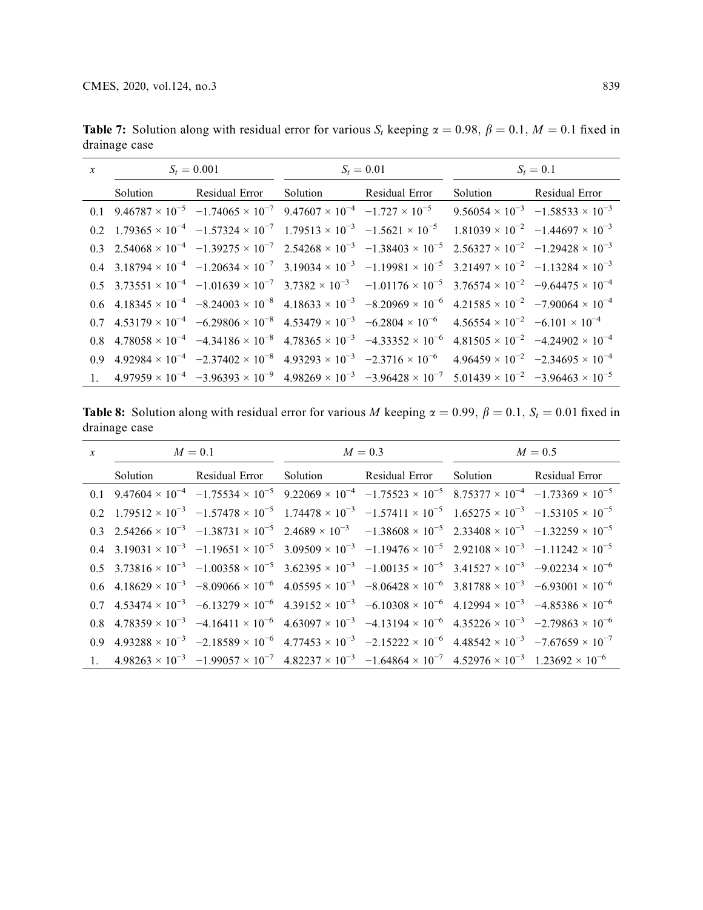**Table 7:** Solution along with residual error for various $S_t$ keeping $\alpha = 0.98$, $\beta = 0.1$, $M = 0.1$ fixed in drainage case

| $x$ | $S_t = 0.001$ | | $S_t = 0.01$ | | $S_t = 0.1$ | |
|---|---|---|---|---|---|---|
| | Solution | Residual Error | Solution | Residual Error | Solution | Residual Error |
| 0.1 | $9.46787 \times 10^{-5}$ | $-1.74065 \times 10^{-7}$ | $9.47607 \times 10^{-4}$ | $-1.727 \times 10^{-5}$ | $9.56054 \times 10^{-3}$ | $-1.58533 \times 10^{-3}$ |
| 0.2 | $1.79365 \times 10^{-4}$ | $-1.57324 \times 10^{-7}$ | $1.79513 \times 10^{-3}$ | $-1.5621 \times 10^{-5}$ | $1.81039 \times 10^{-2}$ | $-1.44697 \times 10^{-3}$ |
| 0.3 | $2.54068 \times 10^{-4}$ | $-1.39275 \times 10^{-7}$ | $2.54268 \times 10^{-3}$ | $-1.38403 \times 10^{-5}$ | $2.56327 \times 10^{-2}$ | $-1.29428 \times 10^{-3}$ |
| 0.4 | $3.18794 \times 10^{-4}$ | $-1.20634 \times 10^{-7}$ | $3.19034 \times 10^{-3}$ | $-1.19981 \times 10^{-5}$ | $3.21497 \times 10^{-2}$ | $-1.13284 \times 10^{-3}$ |
| 0.5 | $3.73551 \times 10^{-4}$ | $-1.01639 \times 10^{-7}$ | $3.7382 \times 10^{-3}$ | $-1.01176 \times 10^{-5}$ | $3.76574 \times 10^{-2}$ | $-9.64475 \times 10^{-4}$ |
| 0.6 | $4.18345 \times 10^{-4}$ | $-8.24003 \times 10^{-8}$ | $4.18633 \times 10^{-3}$ | $-8.20969 \times 10^{-6}$ | $4.21585 \times 10^{-2}$ | $-7.90064 \times 10^{-4}$ |
| 0.7 | $4.53179 \times 10^{-4}$ | $-6.29806 \times 10^{-8}$ | $4.53479 \times 10^{-3}$ | $-6.2804 \times 10^{-6}$ | $4.56554 \times 10^{-2}$ | $-6.101 \times 10^{-4}$ |
| 0.8 | $4.78058 \times 10^{-4}$ | $-4.34186 \times 10^{-8}$ | $4.78365 \times 10^{-3}$ | $-4.33352 \times 10^{-6}$ | $4.81505 \times 10^{-2}$ | $-4.24902 \times 10^{-4}$ |
| 0.9 | $4.92984 \times 10^{-4}$ | $-2.37402 \times 10^{-8}$ | $4.93293 \times 10^{-3}$ | $-2.3716 \times 10^{-6}$ | $4.96459 \times 10^{-2}$ | $-2.34695 \times 10^{-4}$ |
| 1. | $4.97959 \times 10^{-4}$ | $-3.96393 \times 10^{-9}$ | $4.98269 \times 10^{-3}$ | $-3.96428 \times 10^{-7}$ | $5.01439 \times 10^{-2}$ | $-3.96463 \times 10^{-5}$ |

**Table 8:** Solution along with residual error for various $M$ keeping $\alpha = 0.99$, $\beta = 0.1$, $S_t = 0.01$ fixed in drainage case

| $x$ | $M = 0.1$ | | $M = 0.3$ | | $M = 0.5$ | |
|---|---|---|---|---|---|---|
| | Solution | Residual Error | Solution | Residual Error | Solution | Residual Error |
| 0.1 | $9.47604 \times 10^{-4}$ | $-1.75534 \times 10^{-5}$ | $9.22069 \times 10^{-4}$ | $-1.75523 \times 10^{-5}$ | $8.75377 \times 10^{-4}$ | $-1.73369 \times 10^{-5}$ |
| 0.2 | $1.79512 \times 10^{-3}$ | $-1.57478 \times 10^{-5}$ | $1.74478 \times 10^{-3}$ | $-1.57411 \times 10^{-5}$ | $1.65275 \times 10^{-3}$ | $-1.53105 \times 10^{-5}$ |
| 0.3 | $2.54266 \times 10^{-3}$ | $-1.38731 \times 10^{-5}$ | $2.4689 \times 10^{-3}$ | $-1.38608 \times 10^{-5}$ | $2.33408 \times 10^{-3}$ | $-1.32259 \times 10^{-5}$ |
| 0.4 | $3.19031 \times 10^{-3}$ | $-1.19651 \times 10^{-5}$ | $3.09509 \times 10^{-3}$ | $-1.19476 \times 10^{-5}$ | $2.92108 \times 10^{-3}$ | $-1.11242 \times 10^{-5}$ |
| 0.5 | $3.73816 \times 10^{-3}$ | $-1.00358 \times 10^{-5}$ | $3.62395 \times 10^{-3}$ | $-1.00135 \times 10^{-5}$ | $3.41527 \times 10^{-3}$ | $-9.02234 \times 10^{-6}$ |
| 0.6 | $4.18629 \times 10^{-3}$ | $-8.09066 \times 10^{-6}$ | $4.05595 \times 10^{-3}$ | $-8.06428 \times 10^{-6}$ | $3.81788 \times 10^{-3}$ | $-6.93001 \times 10^{-6}$ |
| 0.7 | $4.53474 \times 10^{-3}$ | $-6.13279 \times 10^{-6}$ | $4.39152 \times 10^{-3}$ | $-6.10308 \times 10^{-6}$ | $4.12994 \times 10^{-3}$ | $-4.85386 \times 10^{-6}$ |
| 0.8 | $4.78359 \times 10^{-3}$ | $-4.16411 \times 10^{-6}$ | $4.63097 \times 10^{-3}$ | $-4.13194 \times 10^{-6}$ | $4.35226 \times 10^{-3}$ | $-2.79863 \times 10^{-6}$ |
| 0.9 | $4.93288 \times 10^{-3}$ | $-2.18589 \times 10^{-6}$ | $4.77453 \times 10^{-3}$ | $-2.15222 \times 10^{-6}$ | $4.48542 \times 10^{-3}$ | $-7.67659 \times 10^{-7}$ |
| 1. | $4.98263 \times 10^{-3}$ | $-1.99057 \times 10^{-7}$ | $4.82237 \times 10^{-3}$ | $-1.64864 \times 10^{-7}$ | $4.52976 \times 10^{-3}$ | $1.23692 \times 10^{-6}$ |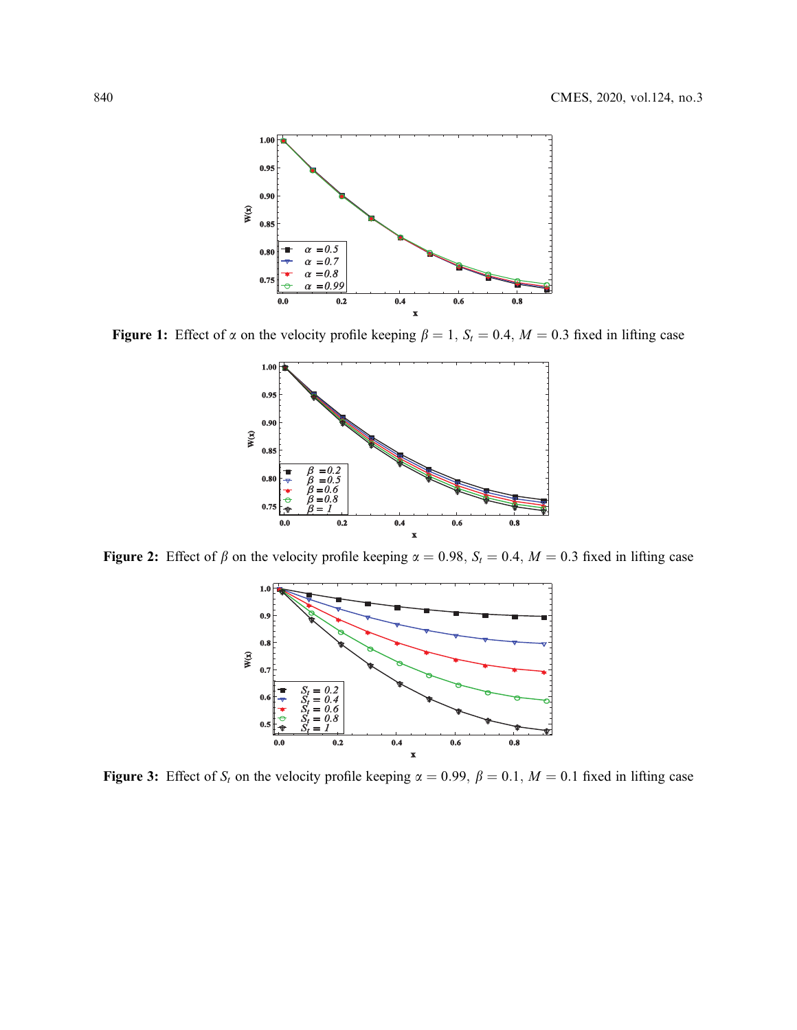**Figure 1:** Effect of $\alpha$ on the velocity profile keeping $\beta = 1$, $S_t = 0.4$, $M = 0.3$ fixed in lifting case

**Figure 2:** Effect of $\beta$ on the velocity profile keeping $\alpha = 0.98$, $S_t = 0.4$, $M = 0.3$ fixed in lifting case

**Figure 3:** Effect of $S_t$ on the velocity profile keeping $\alpha = 0.99$, $\beta = 0.1$, $M = 0.1$ fixed in lifting case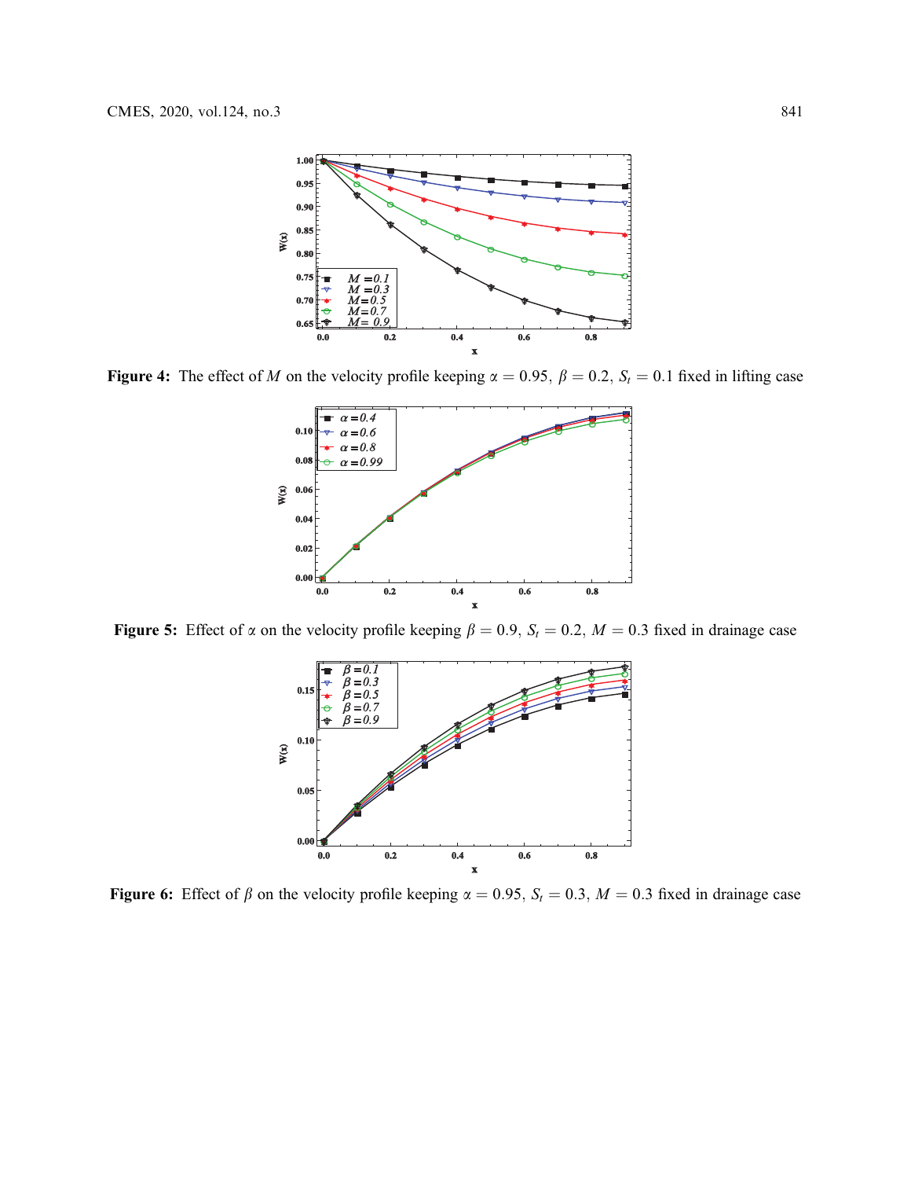**Figure 4:** The effect of $M$ on the velocity profile keeping $\alpha = 0.95$, $\beta = 0.2$, $S_t = 0.1$ fixed in lifting case

**Figure 5:** Effect of $\alpha$ on the velocity profile keeping $\beta = 0.9$, $S_t = 0.2$, $M = 0.3$ fixed in drainage case

**Figure 6:** Effect of $\beta$ on the velocity profile keeping $\alpha = 0.95$, $S_t = 0.3$, $M = 0.3$ fixed in drainage case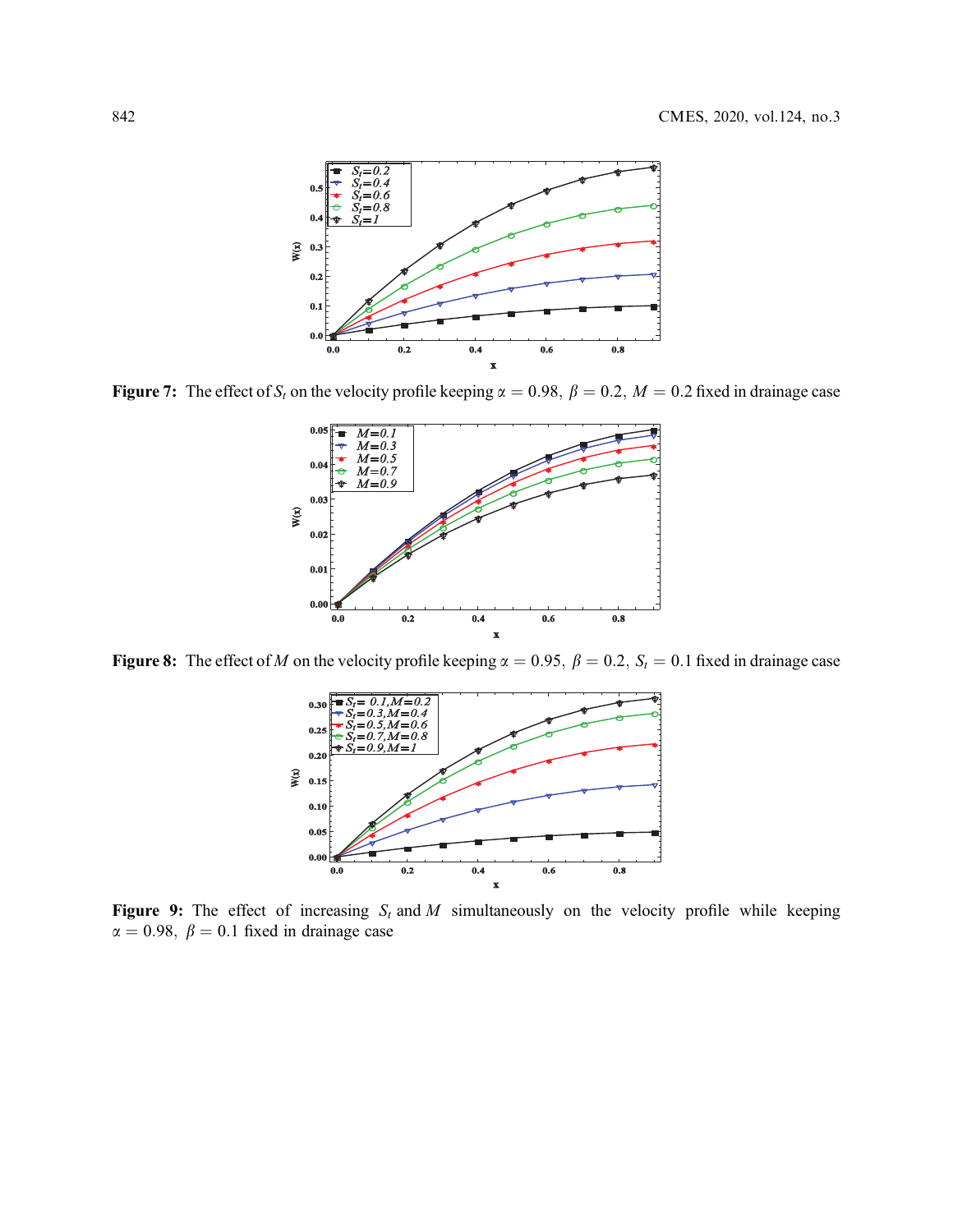**Figure 7:** The effect of $S_t$ on the velocity profile keeping $\alpha = 0.98,\ \beta = 0.2,\ M = 0.2$ fixed in drainage case

**Figure 8:** The effect of $M$ on the velocity profile keeping $\alpha = 0.95,\ \beta = 0.2,\ S_t = 0.1$ fixed in drainage case

**Figure 9:** The effect of increasing $S_t$ and $M$ simultaneously on the velocity profile while keeping $\alpha = 0.98,\ \beta = 0.1$ fixed in drainage case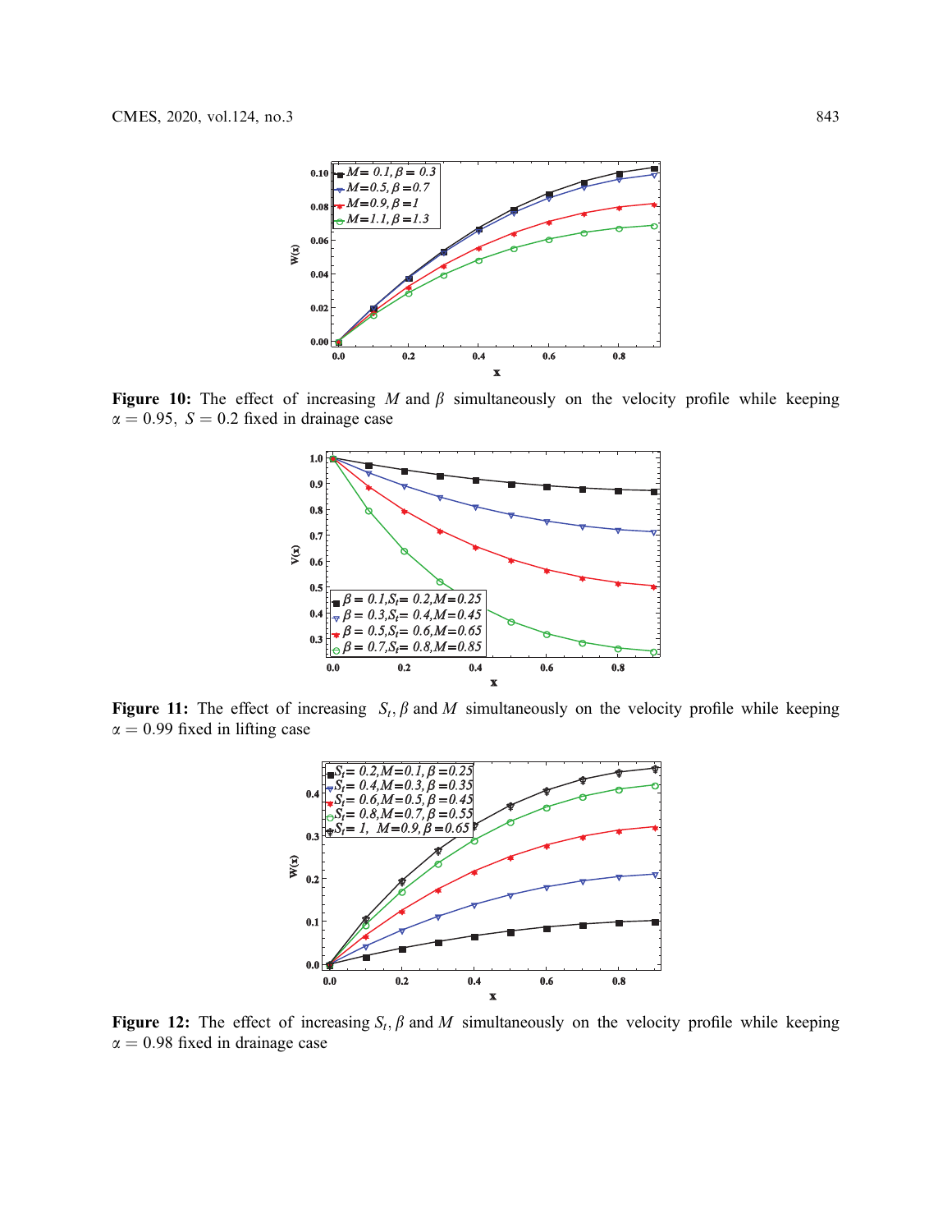**Figure 10:** The effect of increasing $M$ and $\beta$ simultaneously on the velocity profile while keeping $\alpha = 0.95,\ S = 0.2$ fixed in drainage case

**Figure 11:** The effect of increasing $S_t, \beta$ and $M$ simultaneously on the velocity profile while keeping $\alpha = 0.99$ fixed in lifting case

**Figure 12:** The effect of increasing $S_t, \beta$ and $M$ simultaneously on the velocity profile while keeping $\alpha = 0.98$ fixed in drainage case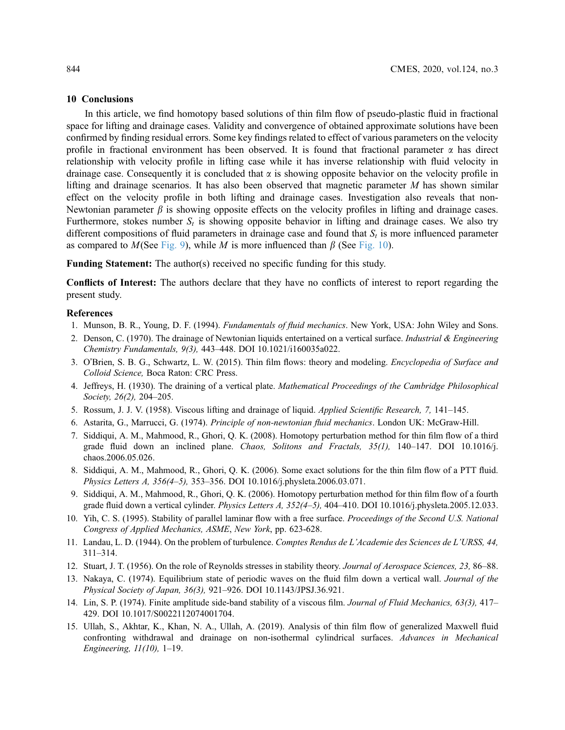## 10 Conclusions

In this article, we find homotopy based solutions of thin film flow of pseudo-plastic fluid in fractional space for lifting and drainage cases. Validity and convergence of obtained approximate solutions have been confirmed by finding residual errors. Some key findings related to effect of various parameters on the velocity profile in fractional environment has been observed. It is found that fractional parameter $\alpha$ has direct relationship with velocity profile in lifting case while it has inverse relationship with fluid velocity in drainage case. Consequently it is concluded that $\alpha$ is showing opposite behavior on the velocity profile in lifting and drainage scenarios. It has also been observed that magnetic parameter $M$ has shown similar effect on the velocity profile in both lifting and drainage cases. Investigation also reveals that non-Newtonian parameter $\beta$ is showing opposite effects on the velocity profiles in lifting and drainage cases. Furthermore, stokes number $S_t$ is showing opposite behavior in lifting and drainage cases. We also try different compositions of fluid parameters in drainage case and found that $S_t$ is more influenced parameter as compared to $M$(See Fig. 9), while $M$ is more influenced than $\beta$ (See Fig. 10).

**Funding Statement:** The author(s) received no specific funding for this study.

**Conflicts of Interest:** The authors declare that they have no conflicts of interest to report regarding the present study.

### References

1. Munson, B. R., Young, D. F. (1994). *Fundamentals of fluid mechanics*. New York, USA: John Wiley and Sons.
2. Denson, C. (1970). The drainage of Newtonian liquids entertained on a vertical surface. *Industrial & Engineering Chemistry Fundamentals, 9(3),* 443–448. DOI 10.1021/i160035a022.
3. O'Brien, S. B. G., Schwartz, L. W. (2015). Thin film flows: theory and modeling. *Encyclopedia of Surface and Colloid Science,* Boca Raton: CRC Press.
4. Jeffreys, H. (1930). The draining of a vertical plate. *Mathematical Proceedings of the Cambridge Philosophical Society, 26(2),* 204–205.
5. Rossum, J. J. V. (1958). Viscous lifting and drainage of liquid. *Applied Scientific Research, 7,* 141–145.
6. Astarita, G., Marrucci, G. (1974). *Principle of non-newtonian fluid mechanics*. London UK: McGraw-Hill.
7. Siddiqui, A. M., Mahmood, R., Ghori, Q. K. (2008). Homotopy perturbation method for thin film flow of a third grade fluid down an inclined plane. *Chaos, Solitons and Fractals, 35(1),* 140–147. DOI 10.1016/j.chaos.2006.05.026.
8. Siddiqui, A. M., Mahmood, R., Ghori, Q. K. (2006). Some exact solutions for the thin film flow of a PTT fluid. *Physics Letters A, 356(4–5),* 353–356. DOI 10.1016/j.physleta.2006.03.071.
9. Siddiqui, A. M., Mahmood, R., Ghori, Q. K. (2006). Homotopy perturbation method for thin film flow of a fourth grade fluid down a vertical cylinder. *Physics Letters A, 352(4–5),* 404–410. DOI 10.1016/j.physleta.2005.12.033.
10. Yih, C. S. (1995). Stability of parallel laminar flow with a free surface. *Proceedings of the Second U.S. National Congress of Applied Mechanics, ASME*, *New York*, pp. 623-628.
11. Landau, L. D. (1944). On the problem of turbulence. *Comptes Rendus de L'Academie des Sciences de L'URSS, 44,* 311–314.
12. Stuart, J. T. (1956). On the role of Reynolds stresses in stability theory. *Journal of Aerospace Sciences, 23,* 86–88.
13. Nakaya, C. (1974). Equilibrium state of periodic waves on the fluid film down a vertical wall. *Journal of the Physical Society of Japan, 36(3),* 921–926. DOI 10.1143/JPSJ.36.921.
14. Lin, S. P. (1974). Finite amplitude side-band stability of a viscous film. *Journal of Fluid Mechanics, 63(3),* 417–429. DOI 10.1017/S0022112074001704.
15. Ullah, S., Akhtar, K., Khan, N. A., Ullah, A. (2019). Analysis of thin film flow of generalized Maxwell fluid confronting withdrawal and drainage on non-isothermal cylindrical surfaces. *Advances in Mechanical Engineering, 11(10),* 1–19.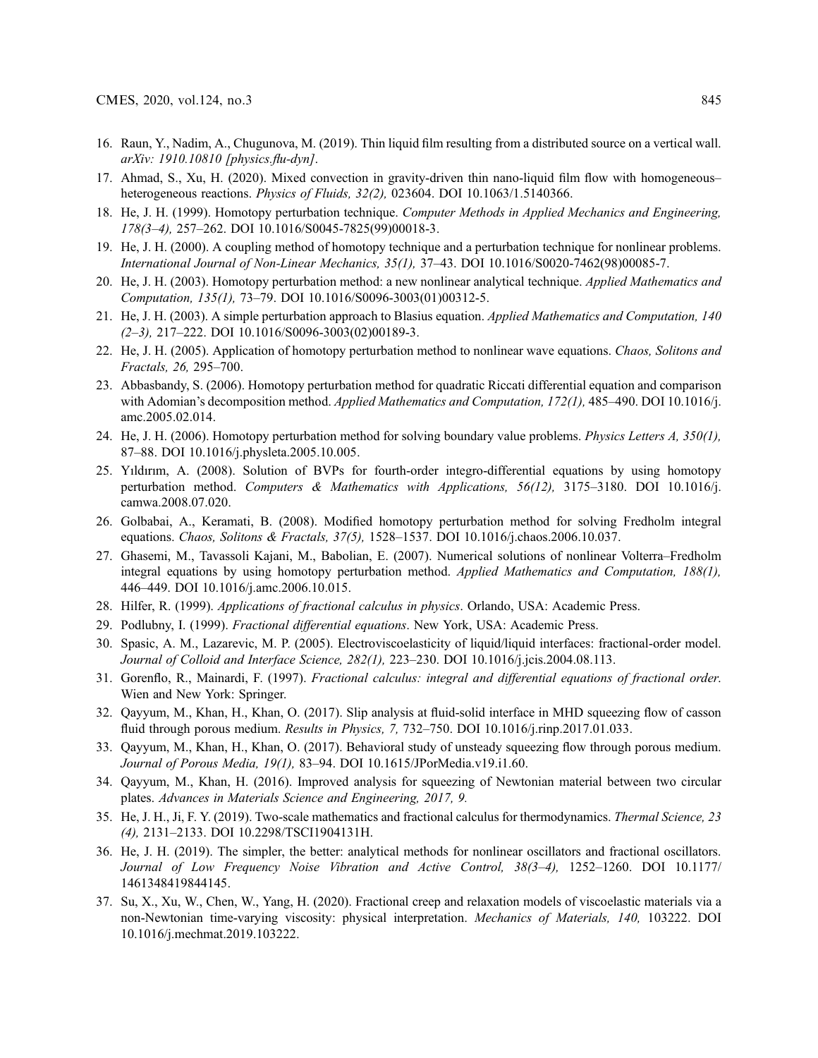16. Raun, Y., Nadim, A., Chugunova, M. (2019). Thin liquid film resulting from a distributed source on a vertical wall. *arXiv: 1910.10810 [physics.flu-dyn]*.
17. Ahmad, S., Xu, H. (2020). Mixed convection in gravity-driven thin nano-liquid film flow with homogeneous–heterogeneous reactions. *Physics of Fluids, 32(2),* 023604. DOI 10.1063/1.5140366.
18. He, J. H. (1999). Homotopy perturbation technique. *Computer Methods in Applied Mechanics and Engineering, 178(3–4),* 257–262. DOI 10.1016/S0045-7825(99)00018-3.
19. He, J. H. (2000). A coupling method of homotopy technique and a perturbation technique for nonlinear problems. *International Journal of Non-Linear Mechanics, 35(1),* 37–43. DOI 10.1016/S0020-7462(98)00085-7.
20. He, J. H. (2003). Homotopy perturbation method: a new nonlinear analytical technique. *Applied Mathematics and Computation, 135(1),* 73–79. DOI 10.1016/S0096-3003(01)00312-5.
21. He, J. H. (2003). A simple perturbation approach to Blasius equation. *Applied Mathematics and Computation, 140 (2–3),* 217–222. DOI 10.1016/S0096-3003(02)00189-3.
22. He, J. H. (2005). Application of homotopy perturbation method to nonlinear wave equations. *Chaos, Solitons and Fractals, 26,* 295–700.
23. Abbasbandy, S. (2006). Homotopy perturbation method for quadratic Riccati differential equation and comparison with Adomian's decomposition method. *Applied Mathematics and Computation, 172(1),* 485–490. DOI 10.1016/j.amc.2005.02.014.
24. He, J. H. (2006). Homotopy perturbation method for solving boundary value problems. *Physics Letters A, 350(1),* 87–88. DOI 10.1016/j.physleta.2005.10.005.
25. Yıldırım, A. (2008). Solution of BVPs for fourth-order integro-differential equations by using homotopy perturbation method. *Computers & Mathematics with Applications, 56(12),* 3175–3180. DOI 10.1016/j.camwa.2008.07.020.
26. Golbabai, A., Keramati, B. (2008). Modified homotopy perturbation method for solving Fredholm integral equations. *Chaos, Solitons & Fractals, 37(5),* 1528–1537. DOI 10.1016/j.chaos.2006.10.037.
27. Ghasemi, M., Tavassoli Kajani, M., Babolian, E. (2007). Numerical solutions of nonlinear Volterra–Fredholm integral equations by using homotopy perturbation method. *Applied Mathematics and Computation, 188(1),* 446–449. DOI 10.1016/j.amc.2006.10.015.
28. Hilfer, R. (1999). *Applications of fractional calculus in physics*. Orlando, USA: Academic Press.
29. Podlubny, I. (1999). *Fractional differential equations*. New York, USA: Academic Press.
30. Spasic, A. M., Lazarevic, M. P. (2005). Electroviscoelasticity of liquid/liquid interfaces: fractional-order model. *Journal of Colloid and Interface Science, 282(1),* 223–230. DOI 10.1016/j.jcis.2004.08.113.
31. Gorenflo, R., Mainardi, F. (1997). *Fractional calculus: integral and differential equations of fractional order*. Wien and New York: Springer.
32. Qayyum, M., Khan, H., Khan, O. (2017). Slip analysis at fluid-solid interface in MHD squeezing flow of casson fluid through porous medium. *Results in Physics, 7,* 732–750. DOI 10.1016/j.rinp.2017.01.033.
33. Qayyum, M., Khan, H., Khan, O. (2017). Behavioral study of unsteady squeezing flow through porous medium. *Journal of Porous Media, 19(1),* 83–94. DOI 10.1615/JPorMedia.v19.i1.60.
34. Qayyum, M., Khan, H. (2016). Improved analysis for squeezing of Newtonian material between two circular plates. *Advances in Materials Science and Engineering, 2017, 9.*
35. He, J. H., Ji, F. Y. (2019). Two-scale mathematics and fractional calculus for thermodynamics. *Thermal Science, 23 (4),* 2131–2133. DOI 10.2298/TSCI1904131H.
36. He, J. H. (2019). The simpler, the better: analytical methods for nonlinear oscillators and fractional oscillators. *Journal of Low Frequency Noise Vibration and Active Control, 38(3–4),* 1252–1260. DOI 10.1177/1461348419844145.
37. Su, X., Xu, W., Chen, W., Yang, H. (2020). Fractional creep and relaxation models of viscoelastic materials via a non-Newtonian time-varying viscosity: physical interpretation. *Mechanics of Materials, 140,* 103222. DOI 10.1016/j.mechmat.2019.103222.